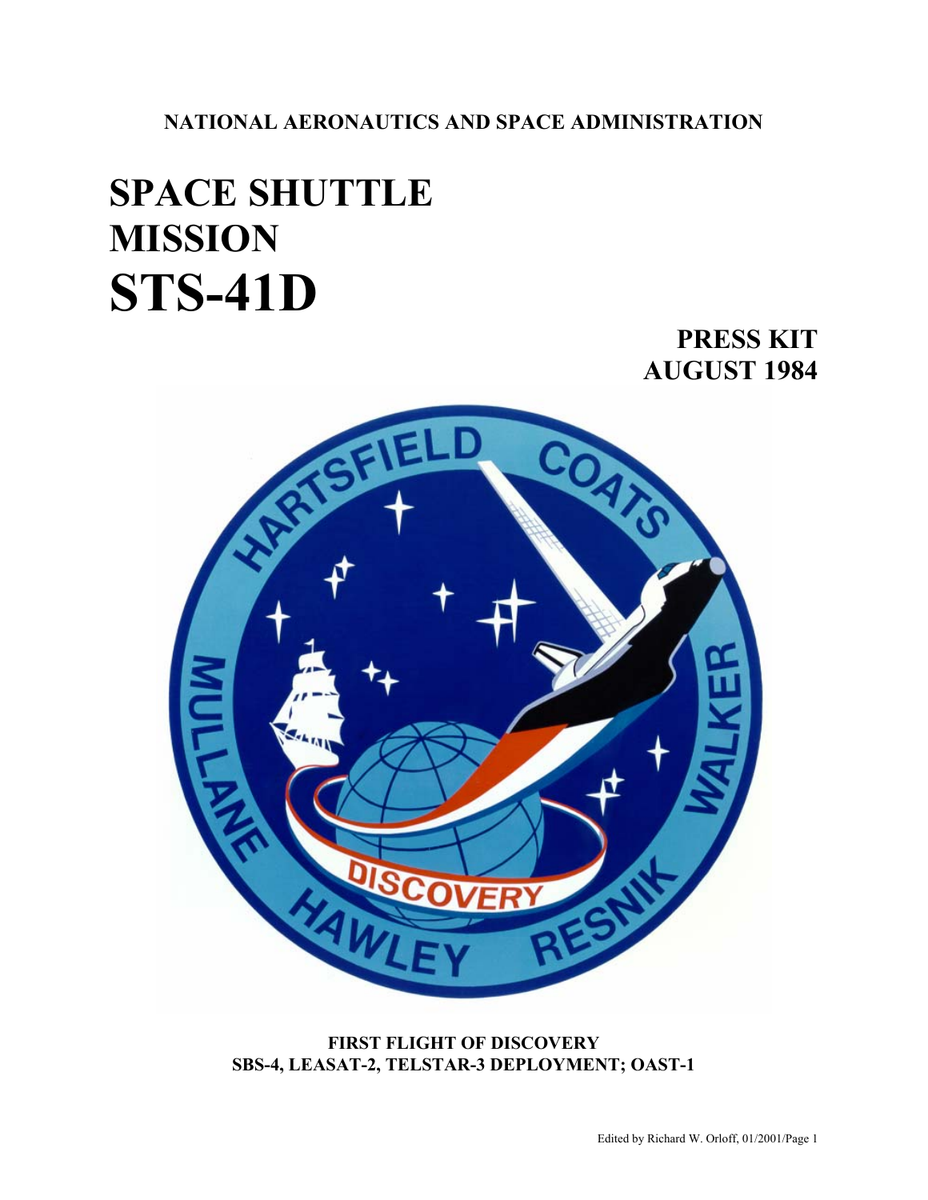**NATIONAL AERONAUTICS AND SPACE ADMINISTRATION**

# SPACE SHUTTLE MISSION STS-41D

## PRESS KIT
## AUGUST 1984

**FIRST FLIGHT OF DISCOVERY**
**SBS-4, LEASAT-2, TELSTAR-3 DEPLOYMENT; OAST-1**

Edited by Richard W. Orloff, 01/2001/Page 1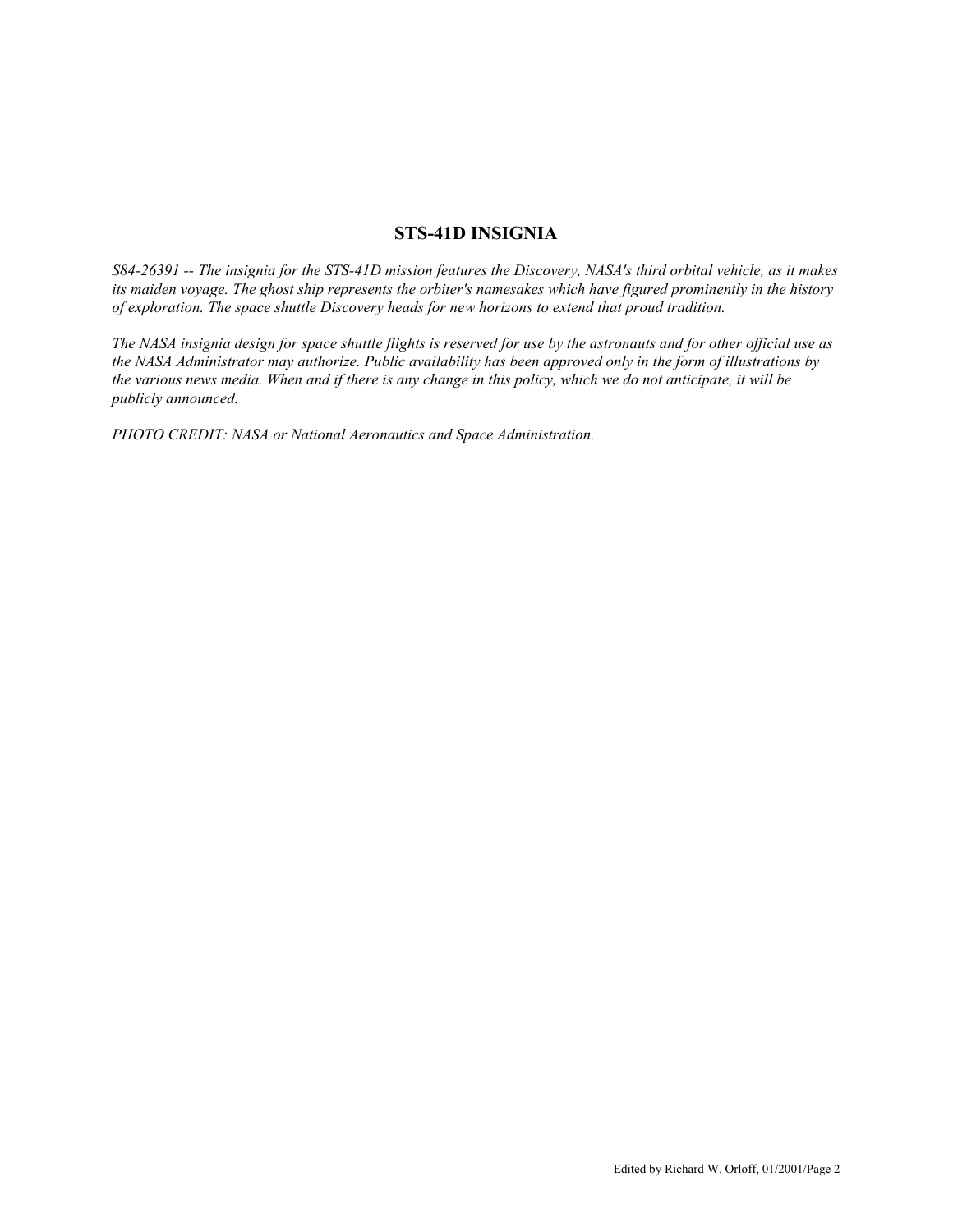## STS-41D INSIGNIA

*S84-26391 -- The insignia for the STS-41D mission features the Discovery, NASA's third orbital vehicle, as it makes its maiden voyage. The ghost ship represents the orbiter's namesakes which have figured prominently in the history of exploration. The space shuttle Discovery heads for new horizons to extend that proud tradition.*

*The NASA insignia design for space shuttle flights is reserved for use by the astronauts and for other official use as the NASA Administrator may authorize. Public availability has been approved only in the form of illustrations by the various news media. When and if there is any change in this policy, which we do not anticipate, it will be publicly announced.*

*PHOTO CREDIT: NASA or National Aeronautics and Space Administration.*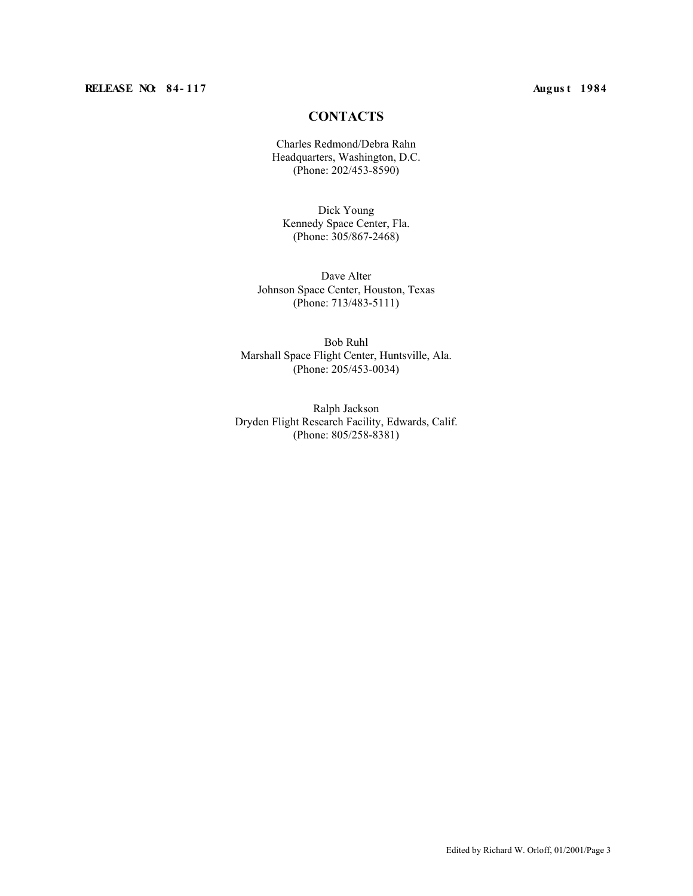**RELEASE NO: 84-117** **August 1984**

## CONTACTS

Charles Redmond/Debra Rahn
Headquarters, Washington, D.C.
(Phone: 202/453-8590)

Dick Young
Kennedy Space Center, Fla.
(Phone: 305/867-2468)

Dave Alter
Johnson Space Center, Houston, Texas
(Phone: 713/483-5111)

Bob Ruhl
Marshall Space Flight Center, Huntsville, Ala.
(Phone: 205/453-0034)

Ralph Jackson
Dryden Flight Research Facility, Edwards, Calif.
(Phone: 805/258-8381)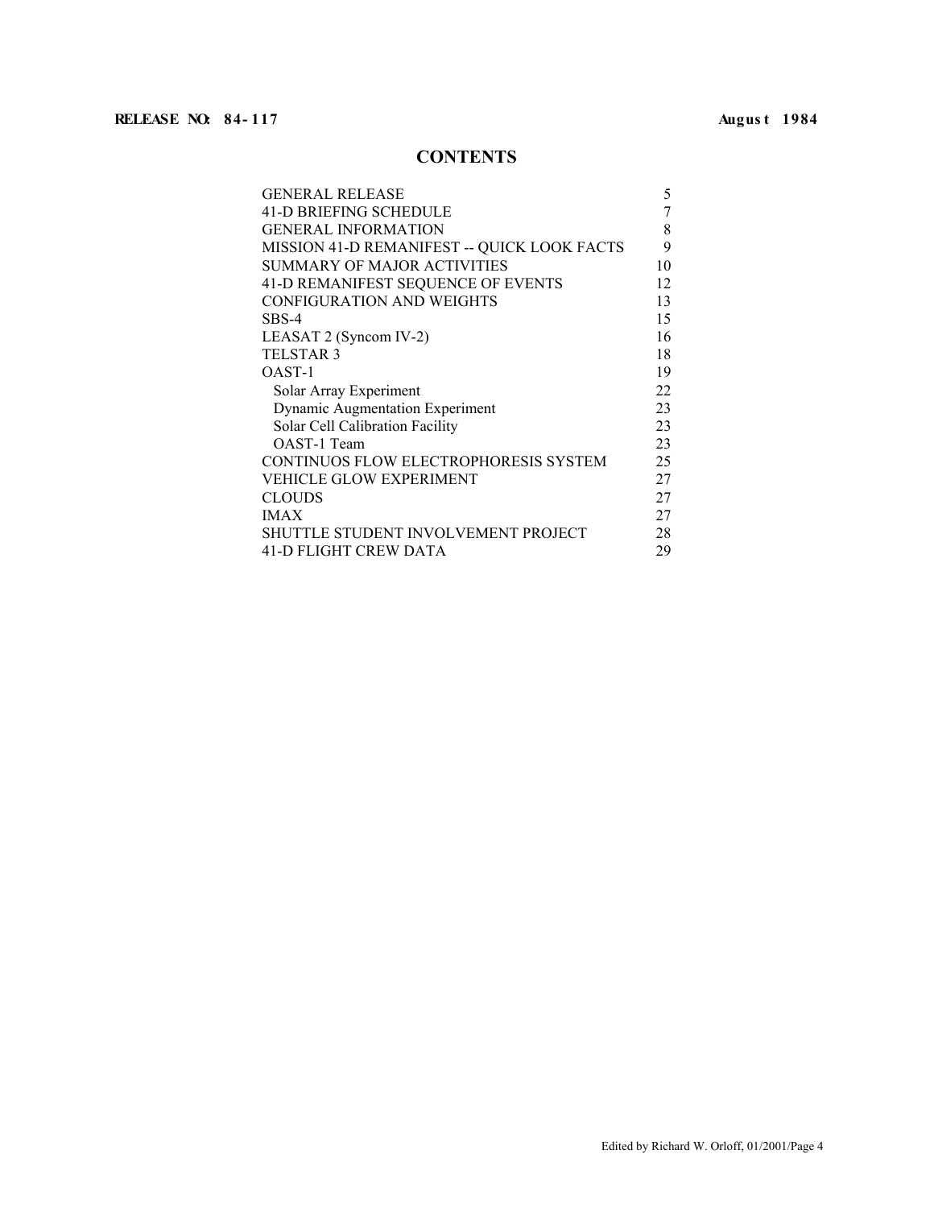**RELEASE NO: 84-117** **August 1984**

# CONTENTS

| | |
|---|---|
| GENERAL RELEASE | 5 |
| 41-D BRIEFING SCHEDULE | 7 |
| GENERAL INFORMATION | 8 |
| MISSION 41-D REMANIFEST -- QUICK LOOK FACTS | 9 |
| SUMMARY OF MAJOR ACTIVITIES | 10 |
| 41-D REMANIFEST SEQUENCE OF EVENTS | 12 |
| CONFIGURATION AND WEIGHTS | 13 |
| SBS-4 | 15 |
| LEASAT 2 (Syncom IV-2) | 16 |
| TELSTAR 3 | 18 |
| OAST-1 | 19 |
| Solar Array Experiment | 22 |
| Dynamic Augmentation Experiment | 23 |
| Solar Cell Calibration Facility | 23 |
| OAST-1 Team | 23 |
| CONTINUOS FLOW ELECTROPHORESIS SYSTEM | 25 |
| VEHICLE GLOW EXPERIMENT | 27 |
| CLOUDS | 27 |
| IMAX | 27 |
| SHUTTLE STUDENT INVOLVEMENT PROJECT | 28 |
| 41-D FLIGHT CREW DATA | 29 |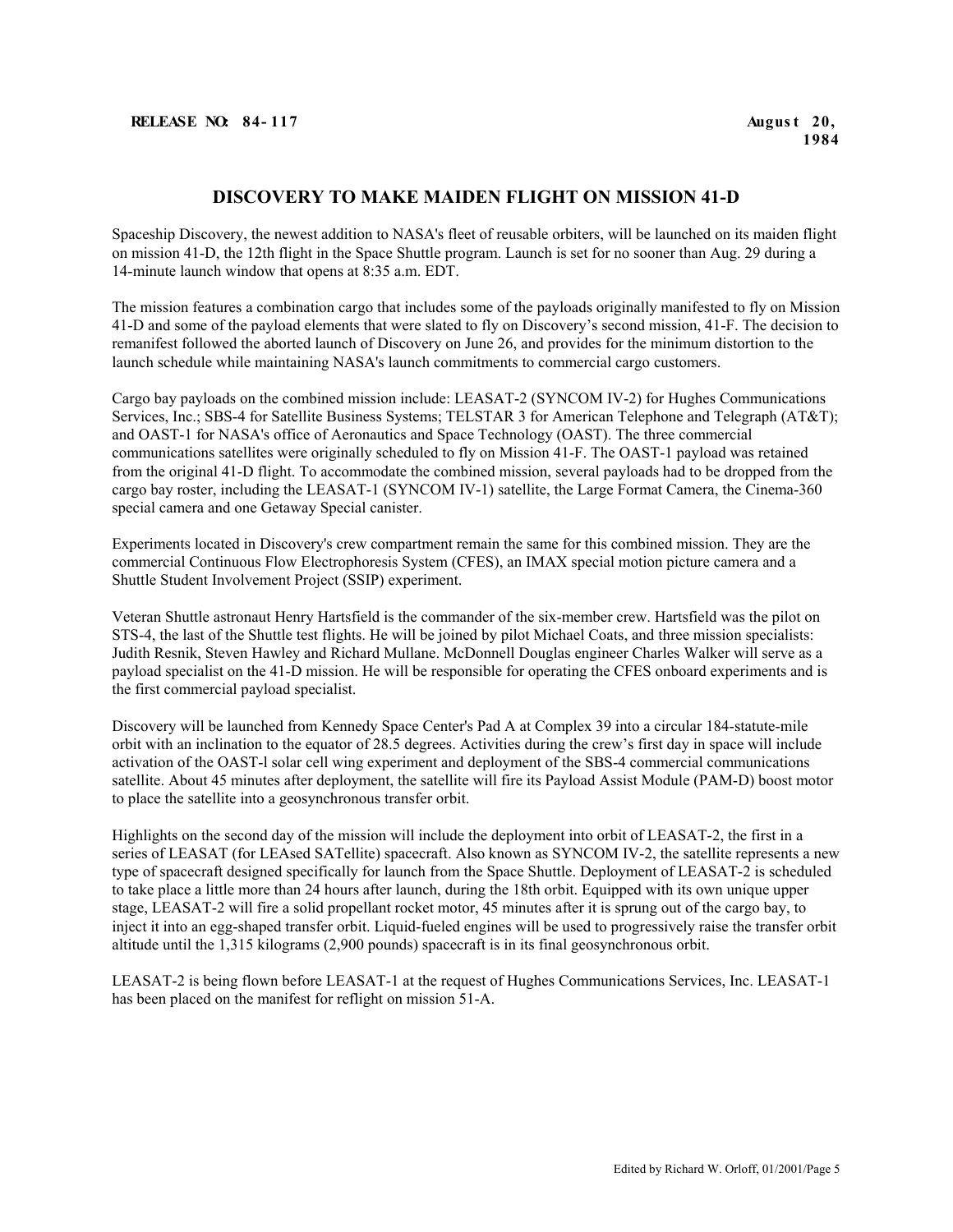**RELEASE NO: 84-117** **August 20, 1984**

## DISCOVERY TO MAKE MAIDEN FLIGHT ON MISSION 41-D

Spaceship Discovery, the newest addition to NASA's fleet of reusable orbiters, will be launched on its maiden flight on mission 41-D, the 12th flight in the Space Shuttle program. Launch is set for no sooner than Aug. 29 during a 14-minute launch window that opens at 8:35 a.m. EDT.

The mission features a combination cargo that includes some of the payloads originally manifested to fly on Mission 41-D and some of the payload elements that were slated to fly on Discovery's second mission, 41-F. The decision to remanifest followed the aborted launch of Discovery on June 26, and provides for the minimum distortion to the launch schedule while maintaining NASA's launch commitments to commercial cargo customers.

Cargo bay payloads on the combined mission include: LEASAT-2 (SYNCOM IV-2) for Hughes Communications Services, Inc.; SBS-4 for Satellite Business Systems; TELSTAR 3 for American Telephone and Telegraph (AT&T); and OAST-1 for NASA's office of Aeronautics and Space Technology (OAST). The three commercial communications satellites were originally scheduled to fly on Mission 41-F. The OAST-1 payload was retained from the original 41-D flight. To accommodate the combined mission, several payloads had to be dropped from the cargo bay roster, including the LEASAT-1 (SYNCOM IV-1) satellite, the Large Format Camera, the Cinema-360 special camera and one Getaway Special canister.

Experiments located in Discovery's crew compartment remain the same for this combined mission. They are the commercial Continuous Flow Electrophoresis System (CFES), an IMAX special motion picture camera and a Shuttle Student Involvement Project (SSIP) experiment.

Veteran Shuttle astronaut Henry Hartsfield is the commander of the six-member crew. Hartsfield was the pilot on STS-4, the last of the Shuttle test flights. He will be joined by pilot Michael Coats, and three mission specialists: Judith Resnik, Steven Hawley and Richard Mullane. McDonnell Douglas engineer Charles Walker will serve as a payload specialist on the 41-D mission. He will be responsible for operating the CFES onboard experiments and is the first commercial payload specialist.

Discovery will be launched from Kennedy Space Center's Pad A at Complex 39 into a circular 184-statute-mile orbit with an inclination to the equator of 28.5 degrees. Activities during the crew's first day in space will include activation of the OAST-l solar cell wing experiment and deployment of the SBS-4 commercial communications satellite. About 45 minutes after deployment, the satellite will fire its Payload Assist Module (PAM-D) boost motor to place the satellite into a geosynchronous transfer orbit.

Highlights on the second day of the mission will include the deployment into orbit of LEASAT-2, the first in a series of LEASAT (for LEAsed SATellite) spacecraft. Also known as SYNCOM IV-2, the satellite represents a new type of spacecraft designed specifically for launch from the Space Shuttle. Deployment of LEASAT-2 is scheduled to take place a little more than 24 hours after launch, during the 18th orbit. Equipped with its own unique upper stage, LEASAT-2 will fire a solid propellant rocket motor, 45 minutes after it is sprung out of the cargo bay, to inject it into an egg-shaped transfer orbit. Liquid-fueled engines will be used to progressively raise the transfer orbit altitude until the 1,315 kilograms (2,900 pounds) spacecraft is in its final geosynchronous orbit.

LEASAT-2 is being flown before LEASAT-1 at the request of Hughes Communications Services, Inc. LEASAT-1 has been placed on the manifest for reflight on mission 51-A.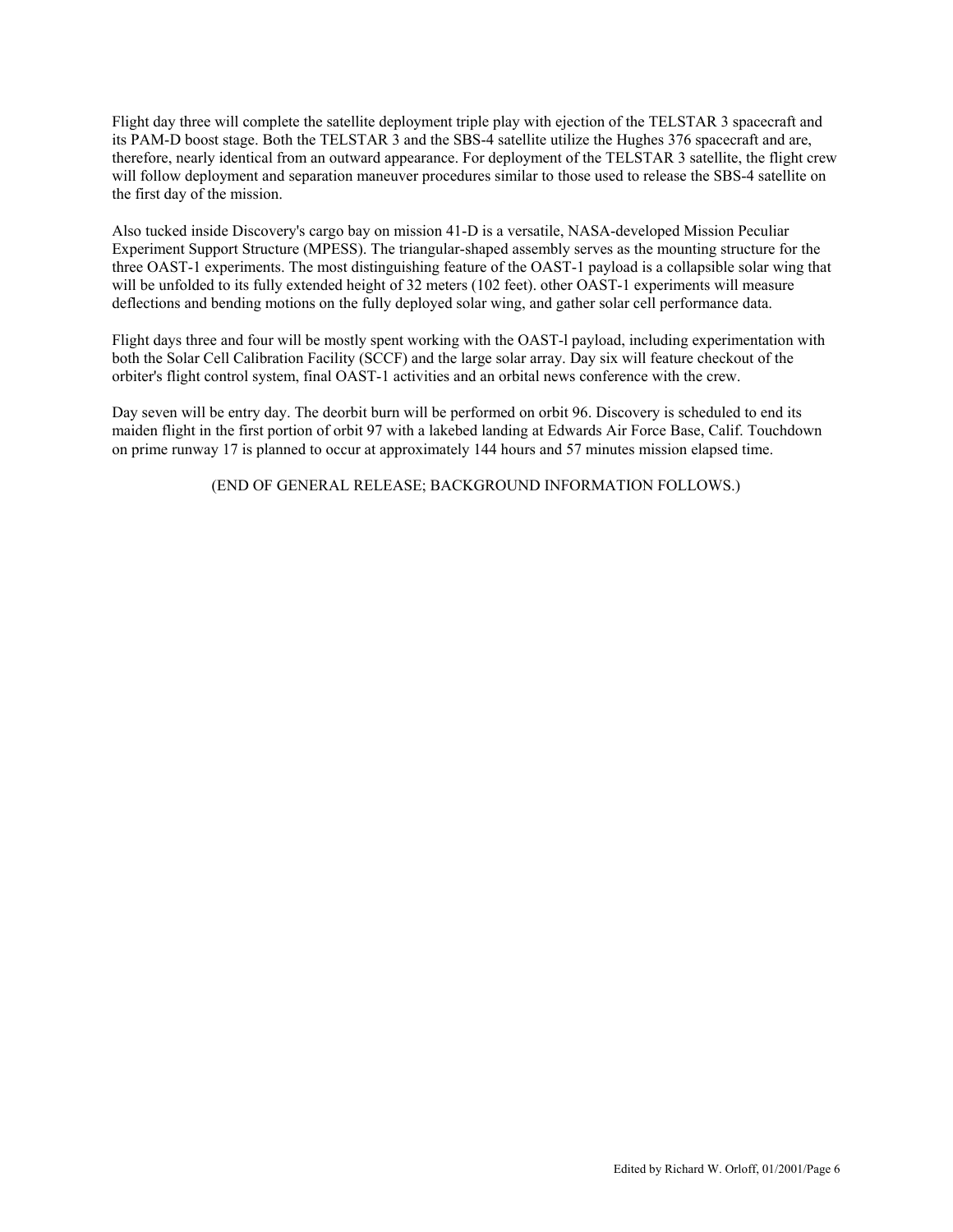Flight day three will complete the satellite deployment triple play with ejection of the TELSTAR 3 spacecraft and its PAM-D boost stage. Both the TELSTAR 3 and the SBS-4 satellite utilize the Hughes 376 spacecraft and are, therefore, nearly identical from an outward appearance. For deployment of the TELSTAR 3 satellite, the flight crew will follow deployment and separation maneuver procedures similar to those used to release the SBS-4 satellite on the first day of the mission.

Also tucked inside Discovery's cargo bay on mission 41-D is a versatile, NASA-developed Mission Peculiar Experiment Support Structure (MPESS). The triangular-shaped assembly serves as the mounting structure for the three OAST-1 experiments. The most distinguishing feature of the OAST-1 payload is a collapsible solar wing that will be unfolded to its fully extended height of 32 meters (102 feet). other OAST-1 experiments will measure deflections and bending motions on the fully deployed solar wing, and gather solar cell performance data.

Flight days three and four will be mostly spent working with the OAST-l payload, including experimentation with both the Solar Cell Calibration Facility (SCCF) and the large solar array. Day six will feature checkout of the orbiter's flight control system, final OAST-1 activities and an orbital news conference with the crew.

Day seven will be entry day. The deorbit burn will be performed on orbit 96. Discovery is scheduled to end its maiden flight in the first portion of orbit 97 with a lakebed landing at Edwards Air Force Base, Calif. Touchdown on prime runway 17 is planned to occur at approximately 144 hours and 57 minutes mission elapsed time.

(END OF GENERAL RELEASE; BACKGROUND INFORMATION FOLLOWS.)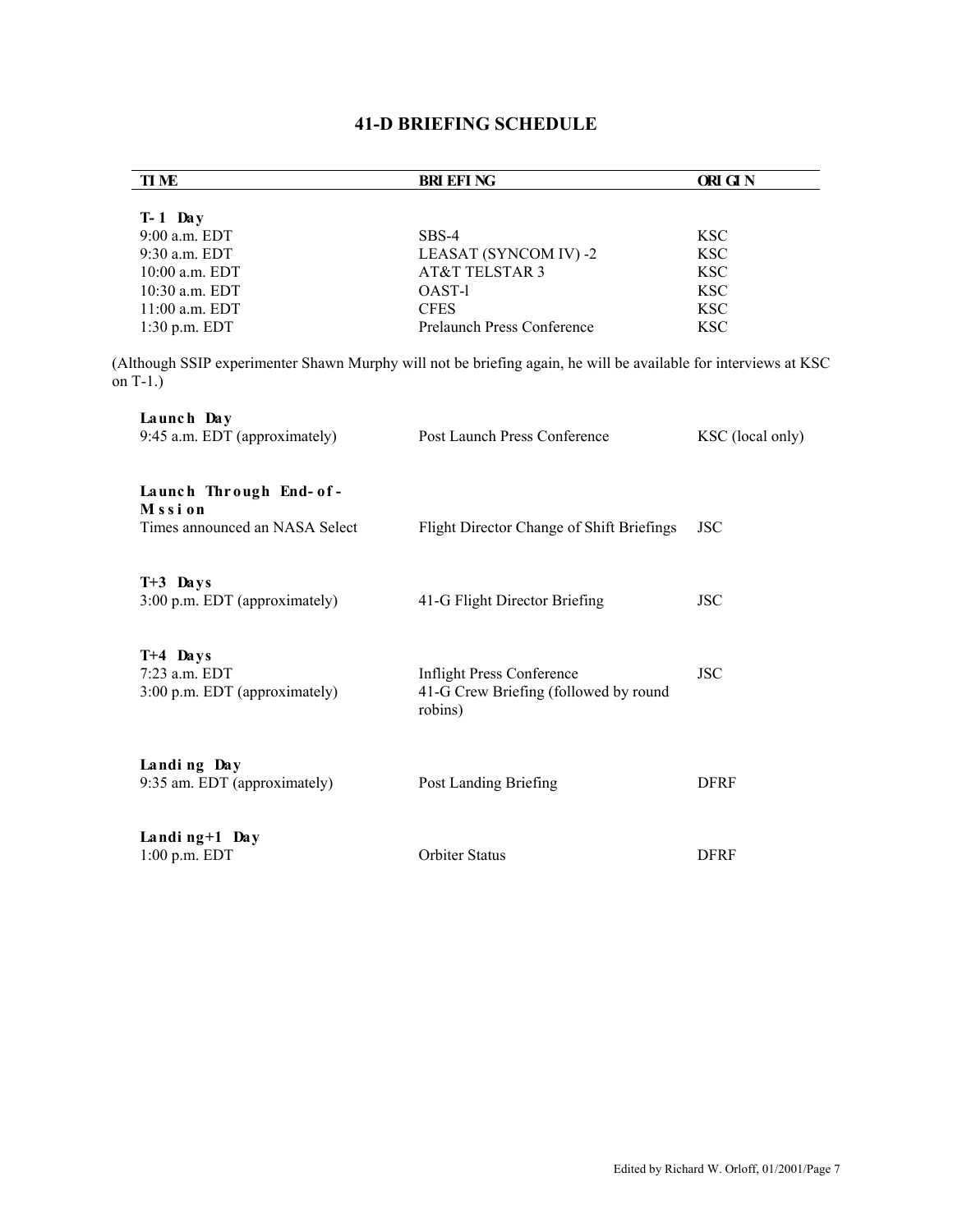# 41-D BRIEFING SCHEDULE

| TIME | BRIEFING | ORIGIN |
|---|---|---|
| **T-1 Day** | | |
| 9:00 a.m. EDT | SBS-4 | KSC |
| 9:30 a.m. EDT | LEASAT (SYNCOM IV) -2 | KSC |
| 10:00 a.m. EDT | AT&T TELSTAR 3 | KSC |
| 10:30 a.m. EDT | OAST-l | KSC |
| 11:00 a.m. EDT | CFES | KSC |
| 1:30 p.m. EDT | Prelaunch Press Conference | KSC |

(Although SSIP experimenter Shawn Murphy will not be briefing again, he will be available for interviews at KSC on T-1.)

| TIME | BRIEFING | ORIGIN |
|---|---|---|
| **Launch Day** | | |
| 9:45 a.m. EDT (approximately) | Post Launch Press Conference | KSC (local only) |
| **Launch Through End-of-Mission** | | |
| Times announced an NASA Select | Flight Director Change of Shift Briefings | JSC |
| **T+3 Days** | | |
| 3:00 p.m. EDT (approximately) | 41-G Flight Director Briefing | JSC |
| **T+4 Days** | | |
| 7:23 a.m. EDT | Inflight Press Conference | JSC |
| 3:00 p.m. EDT (approximately) | 41-G Crew Briefing (followed by round robins) | |
| **Landing Day** | | |
| 9:35 am. EDT (approximately) | Post Landing Briefing | DFRF |
| **Landing+1 Day** | | |
| 1:00 p.m. EDT | Orbiter Status | DFRF |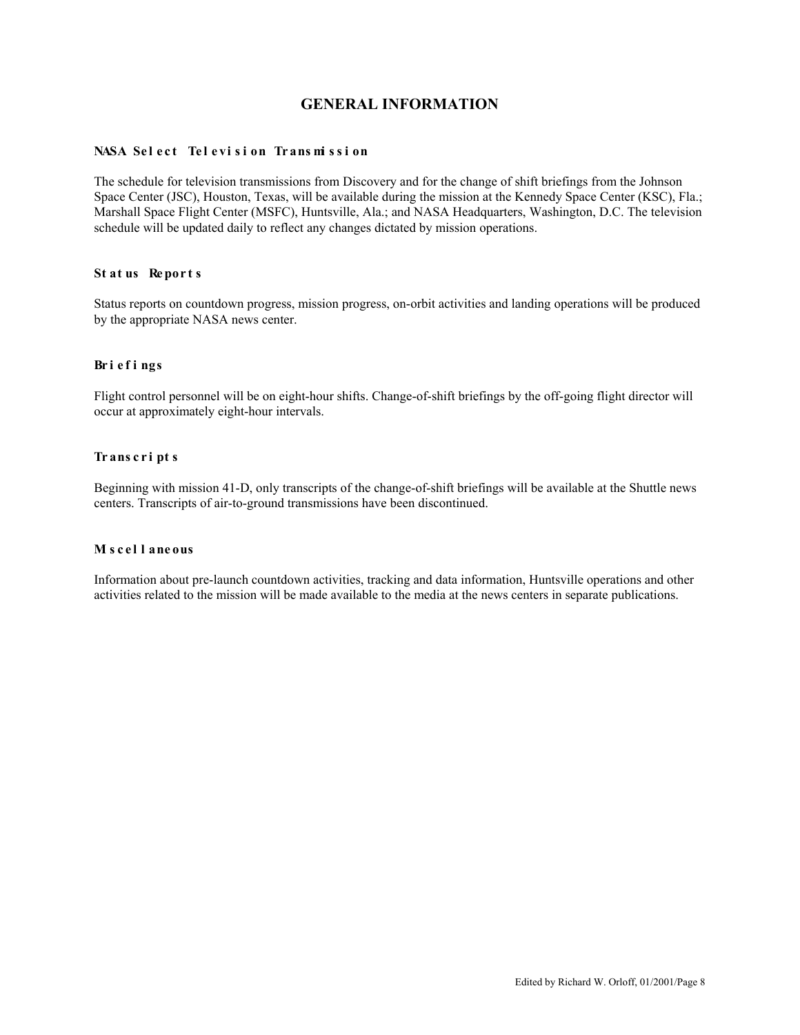## GENERAL INFORMATION

### NASA Select Television Transmission

The schedule for television transmissions from Discovery and for the change of shift briefings from the Johnson Space Center (JSC), Houston, Texas, will be available during the mission at the Kennedy Space Center (KSC), Fla.; Marshall Space Flight Center (MSFC), Huntsville, Ala.; and NASA Headquarters, Washington, D.C. The television schedule will be updated daily to reflect any changes dictated by mission operations.

### Status Reports

Status reports on countdown progress, mission progress, on-orbit activities and landing operations will be produced by the appropriate NASA news center.

### Briefings

Flight control personnel will be on eight-hour shifts. Change-of-shift briefings by the off-going flight director will occur at approximately eight-hour intervals.

### Transcripts

Beginning with mission 41-D, only transcripts of the change-of-shift briefings will be available at the Shuttle news centers. Transcripts of air-to-ground transmissions have been discontinued.

### Miscellaneous

Information about pre-launch countdown activities, tracking and data information, Huntsville operations and other activities related to the mission will be made available to the media at the news centers in separate publications.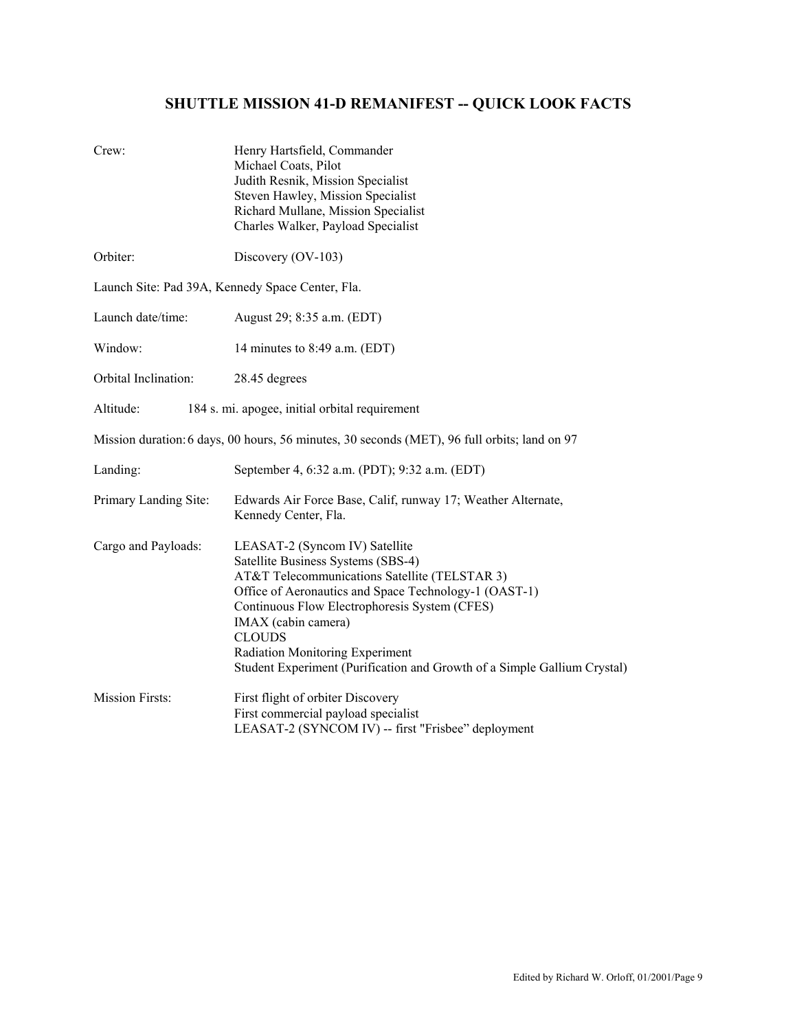# SHUTTLE MISSION 41-D REMANIFEST -- QUICK LOOK FACTS

Crew: Henry Hartsfield, Commander
Michael Coats, Pilot
Judith Resnik, Mission Specialist
Steven Hawley, Mission Specialist
Richard Mullane, Mission Specialist
Charles Walker, Payload Specialist

Orbiter: Discovery (OV-103)

Launch Site: Pad 39A, Kennedy Space Center, Fla.

Launch date/time: August 29; 8:35 a.m. (EDT)

Window: 14 minutes to 8:49 a.m. (EDT)

Orbital Inclination: 28.45 degrees

Altitude: 184 s. mi. apogee, initial orbital requirement

Mission duration: 6 days, 00 hours, 56 minutes, 30 seconds (MET), 96 full orbits; land on 97

Landing: September 4, 6:32 a.m. (PDT); 9:32 a.m. (EDT)

Primary Landing Site: Edwards Air Force Base, Calif, runway 17; Weather Alternate, Kennedy Center, Fla.

Cargo and Payloads: LEASAT-2 (Syncom IV) Satellite
Satellite Business Systems (SBS-4)
AT&T Telecommunications Satellite (TELSTAR 3)
Office of Aeronautics and Space Technology-1 (OAST-1)
Continuous Flow Electrophoresis System (CFES)
IMAX (cabin camera)
CLOUDS
Radiation Monitoring Experiment
Student Experiment (Purification and Growth of a Simple Gallium Crystal)

Mission Firsts: First flight of orbiter Discovery
First commercial payload specialist
LEASAT-2 (SYNCOM IV) -- first "Frisbee" deployment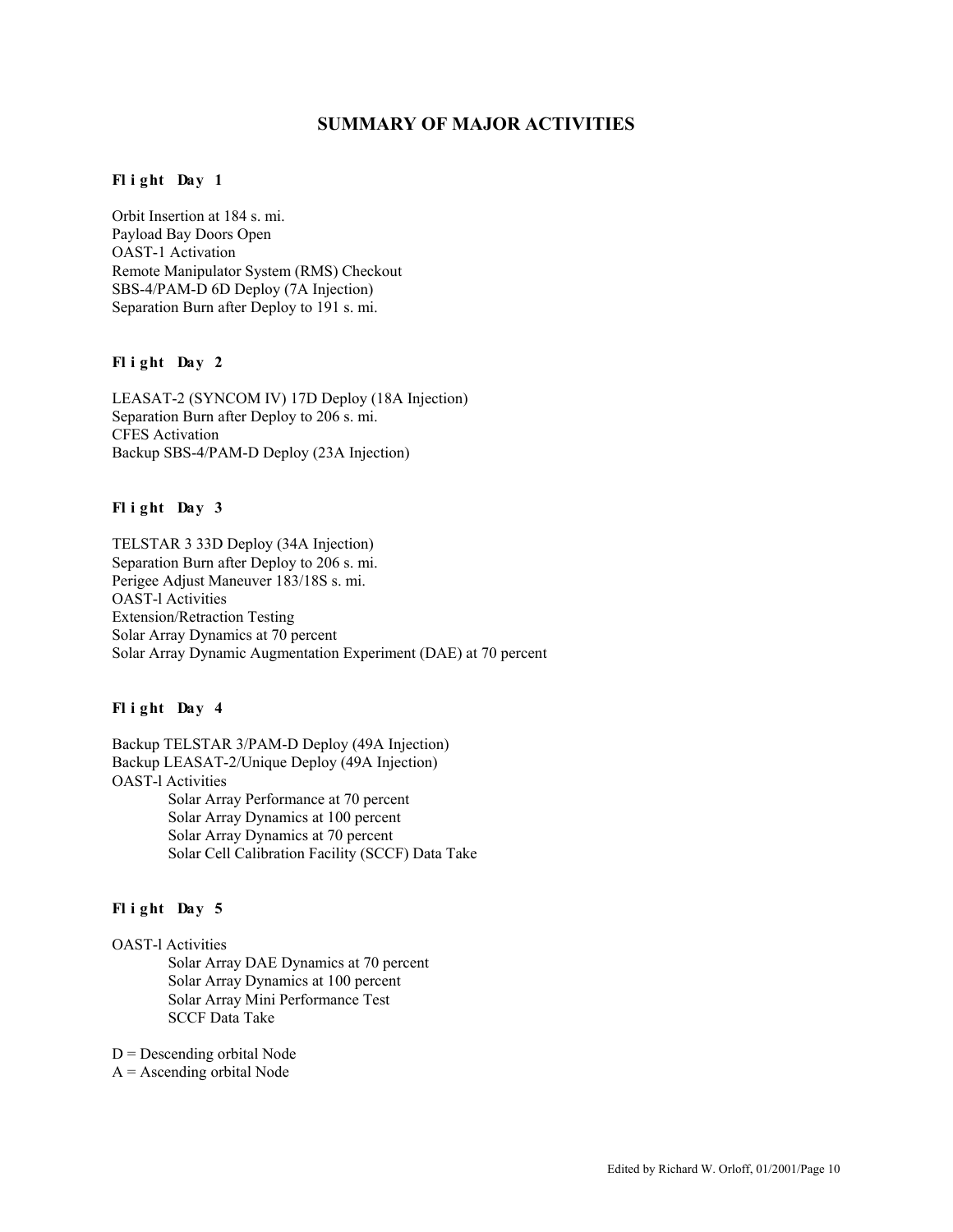## SUMMARY OF MAJOR ACTIVITIES

### Flight Day 1

Orbit Insertion at 184 s. mi.
Payload Bay Doors Open
OAST-1 Activation
Remote Manipulator System (RMS) Checkout
SBS-4/PAM-D 6D Deploy (7A Injection)
Separation Burn after Deploy to 191 s. mi.

### Flight Day 2

LEASAT-2 (SYNCOM IV) 17D Deploy (18A Injection)
Separation Burn after Deploy to 206 s. mi.
CFES Activation
Backup SBS-4/PAM-D Deploy (23A Injection)

### Flight Day 3

TELSTAR 3 33D Deploy (34A Injection)
Separation Burn after Deploy to 206 s. mi.
Perigee Adjust Maneuver 183/18S s. mi.
OAST-l Activities
Extension/Retraction Testing
Solar Array Dynamics at 70 percent
Solar Array Dynamic Augmentation Experiment (DAE) at 70 percent

### Flight Day 4

Backup TELSTAR 3/PAM-D Deploy (49A Injection)
Backup LEASAT-2/Unique Deploy (49A Injection)
OAST-l Activities

- Solar Array Performance at 70 percent
- Solar Array Dynamics at 100 percent
- Solar Array Dynamics at 70 percent
- Solar Cell Calibration Facility (SCCF) Data Take

### Flight Day 5

OAST-l Activities

- Solar Array DAE Dynamics at 70 percent
- Solar Array Dynamics at 100 percent
- Solar Array Mini Performance Test
- SCCF Data Take

D = Descending orbital Node
A = Ascending orbital Node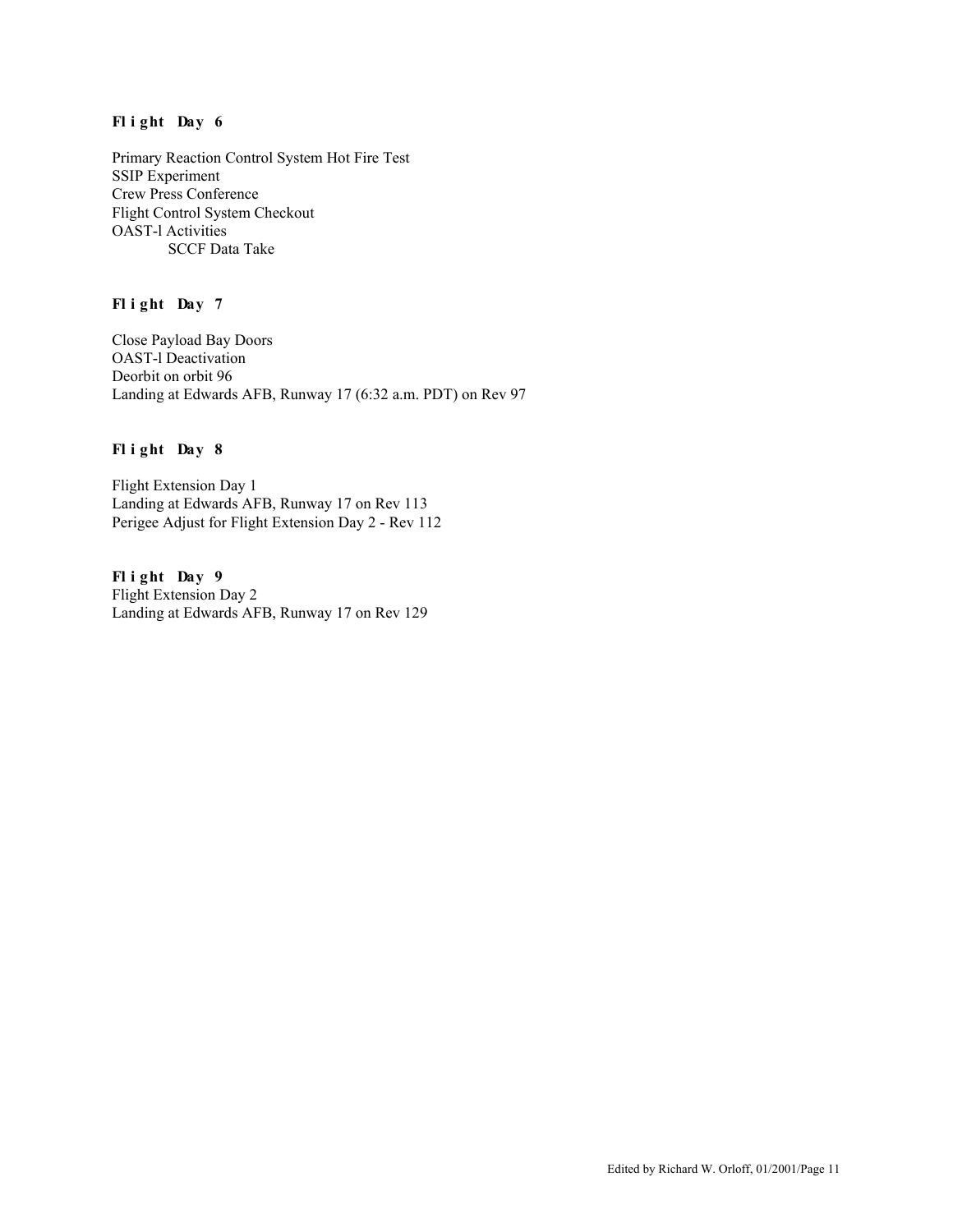**Flight Day 6**

Primary Reaction Control System Hot Fire Test
SSIP Experiment
Crew Press Conference
Flight Control System Checkout
OAST-l Activities
    SCCF Data Take

**Flight Day 7**

Close Payload Bay Doors
OAST-l Deactivation
Deorbit on orbit 96
Landing at Edwards AFB, Runway 17 (6:32 a.m. PDT) on Rev 97

**Flight Day 8**

Flight Extension Day 1
Landing at Edwards AFB, Runway 17 on Rev 113
Perigee Adjust for Flight Extension Day 2 - Rev 112

**Flight Day 9**

Flight Extension Day 2
Landing at Edwards AFB, Runway 17 on Rev 129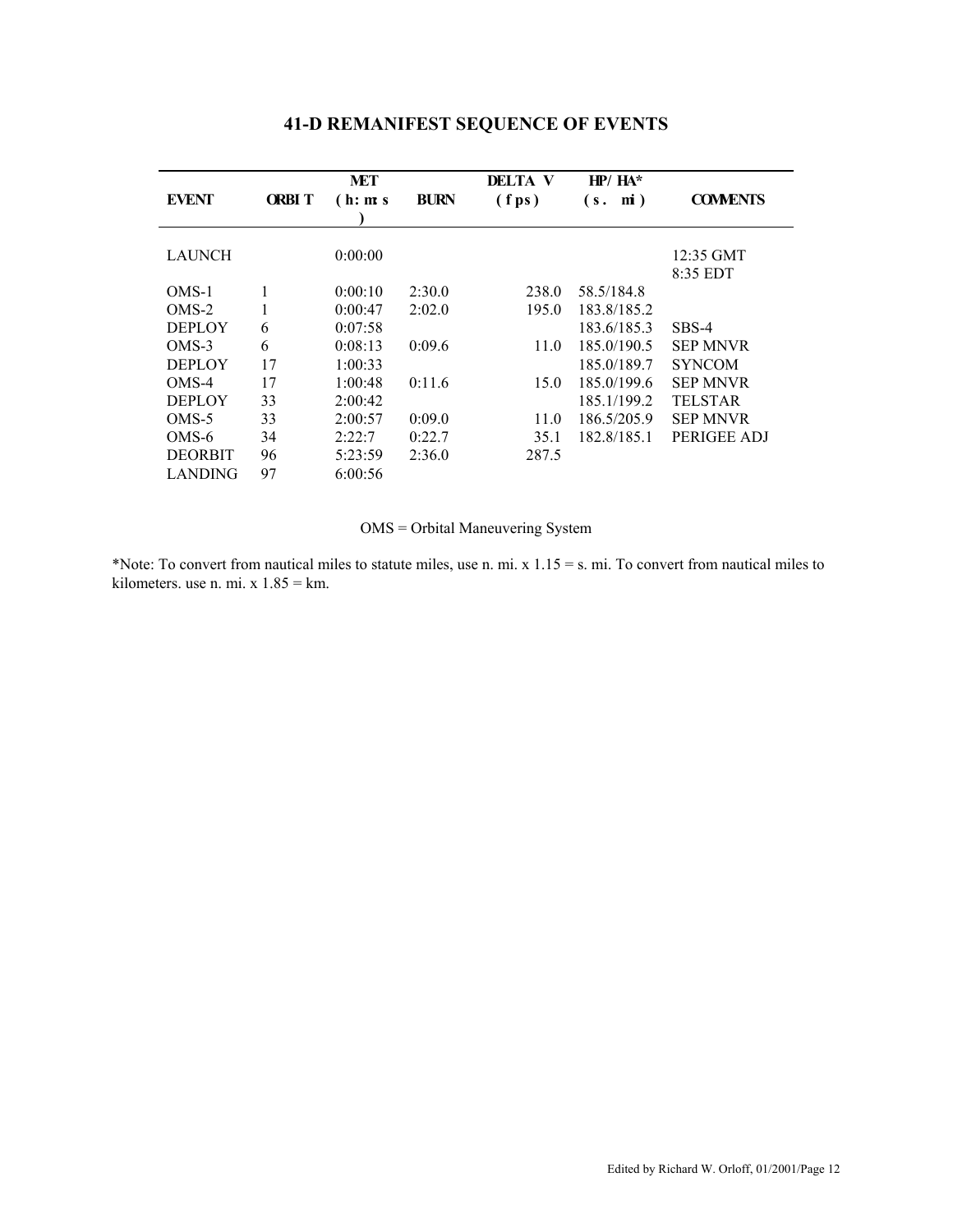# 41-D REMANIFEST SEQUENCE OF EVENTS

| EVENT | ORBIT | MET (h:m:s) | BURN | DELTA V (fps) | HP/HA* (s. mi) | COMMENTS |
|---|---|---|---|---|---|---|
| LAUNCH | | 0:00:00 | | | | 12:35 GMT 8:35 EDT |
| OMS-1 | 1 | 0:00:10 | 2:30.0 | 238.0 | 58.5/184.8 | |
| OMS-2 | 1 | 0:00:47 | 2:02.0 | 195.0 | 183.8/185.2 | |
| DEPLOY | 6 | 0:07:58 | | | 183.6/185.3 | SBS-4 |
| OMS-3 | 6 | 0:08:13 | 0:09.6 | 11.0 | 185.0/190.5 | SEP MNVR |
| DEPLOY | 17 | 1:00:33 | | | 185.0/189.7 | SYNCOM |
| OMS-4 | 17 | 1:00:48 | 0:11.6 | 15.0 | 185.0/199.6 | SEP MNVR |
| DEPLOY | 33 | 2:00:42 | | | 185.1/199.2 | TELSTAR |
| OMS-5 | 33 | 2:00:57 | 0:09.0 | 11.0 | 186.5/205.9 | SEP MNVR |
| OMS-6 | 34 | 2:22:7 | 0:22.7 | 35.1 | 182.8/185.1 | PERIGEE ADJ |
| DEORBIT | 96 | 5:23:59 | 2:36.0 | 287.5 | | |
| LANDING | 97 | 6:00:56 | | | | |

OMS = Orbital Maneuvering System

*Note: To convert from nautical miles to statute miles, use n. mi. x 1.15 = s. mi. To convert from nautical miles to kilometers. use n. mi. x 1.85 = km.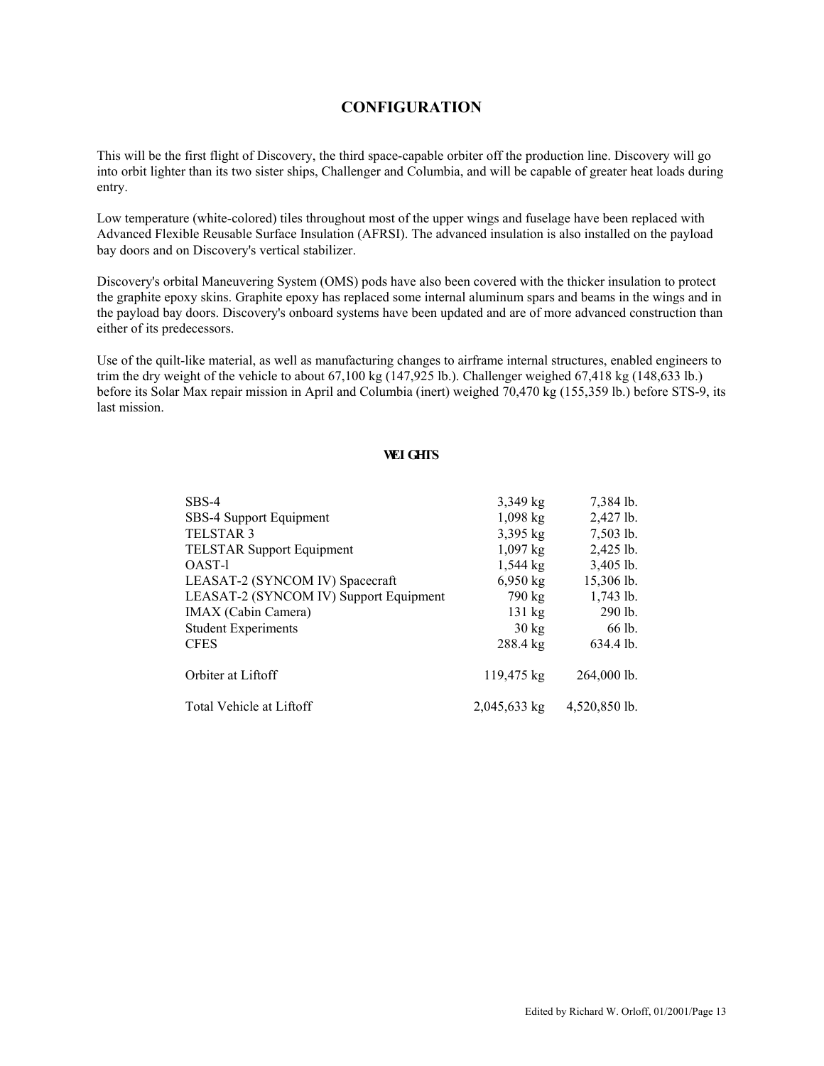## CONFIGURATION

This will be the first flight of Discovery, the third space-capable orbiter off the production line. Discovery will go into orbit lighter than its two sister ships, Challenger and Columbia, and will be capable of greater heat loads during entry.

Low temperature (white-colored) tiles throughout most of the upper wings and fuselage have been replaced with Advanced Flexible Reusable Surface Insulation (AFRSI). The advanced insulation is also installed on the payload bay doors and on Discovery's vertical stabilizer.

Discovery's orbital Maneuvering System (OMS) pods have also been covered with the thicker insulation to protect the graphite epoxy skins. Graphite epoxy has replaced some internal aluminum spars and beams in the wings and in the payload bay doors. Discovery's onboard systems have been updated and are of more advanced construction than either of its predecessors.

Use of the quilt-like material, as well as manufacturing changes to airframe internal structures, enabled engineers to trim the dry weight of the vehicle to about 67,100 kg (147,925 lb.). Challenger weighed 67,418 kg (148,633 lb.) before its Solar Max repair mission in April and Columbia (inert) weighed 70,470 kg (155,359 lb.) before STS-9, its last mission.

### WEIGHTS

| Item | kg | lb. |
|---|---|---|
| SBS-4 | 3,349 kg | 7,384 lb. |
| SBS-4 Support Equipment | 1,098 kg | 2,427 lb. |
| TELSTAR 3 | 3,395 kg | 7,503 lb. |
| TELSTAR Support Equipment | 1,097 kg | 2,425 lb. |
| OAST-l | 1,544 kg | 3,405 lb. |
| LEASAT-2 (SYNCOM IV) Spacecraft | 6,950 kg | 15,306 lb. |
| LEASAT-2 (SYNCOM IV) Support Equipment | 790 kg | 1,743 lb. |
| IMAX (Cabin Camera) | 131 kg | 290 lb. |
| Student Experiments | 30 kg | 66 lb. |
| CFES | 288.4 kg | 634.4 lb. |
| Orbiter at Liftoff | 119,475 kg | 264,000 lb. |
| Total Vehicle at Liftoff | 2,045,633 kg | 4,520,850 lb. |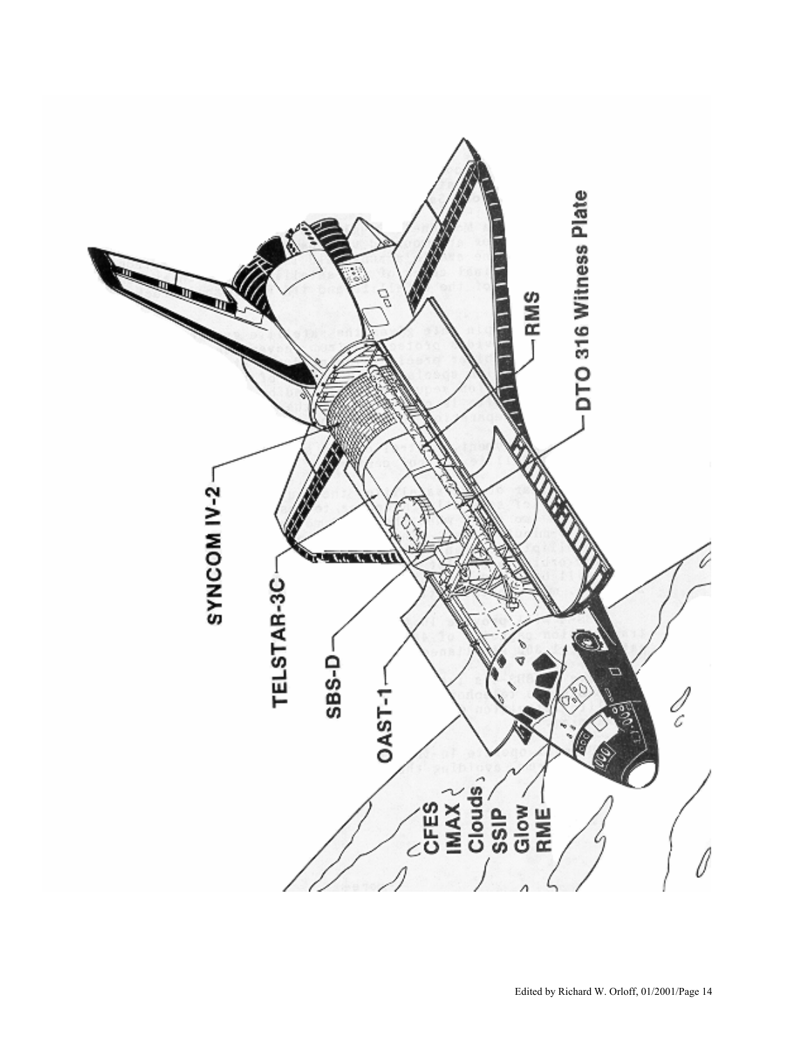SYNCOM IV-2

TELSTAR-3C

SBS-D

OAST-1

CFES
IMAX
Clouds
SSIP
Glow
RME

RMS

DTO 316 Witness Plate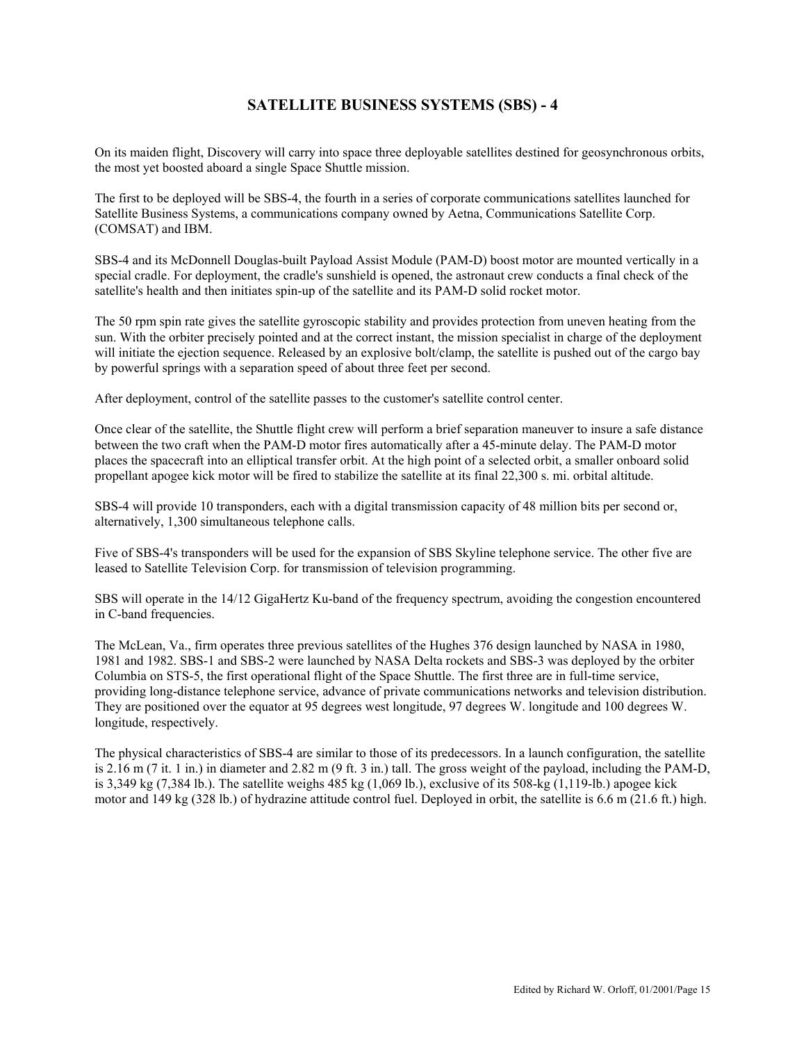# SATELLITE BUSINESS SYSTEMS (SBS) - 4

On its maiden flight, Discovery will carry into space three deployable satellites destined for geosynchronous orbits, the most yet boosted aboard a single Space Shuttle mission.

The first to be deployed will be SBS-4, the fourth in a series of corporate communications satellites launched for Satellite Business Systems, a communications company owned by Aetna, Communications Satellite Corp. (COMSAT) and IBM.

SBS-4 and its McDonnell Douglas-built Payload Assist Module (PAM-D) boost motor are mounted vertically in a special cradle. For deployment, the cradle's sunshield is opened, the astronaut crew conducts a final check of the satellite's health and then initiates spin-up of the satellite and its PAM-D solid rocket motor.

The 50 rpm spin rate gives the satellite gyroscopic stability and provides protection from uneven heating from the sun. With the orbiter precisely pointed and at the correct instant, the mission specialist in charge of the deployment will initiate the ejection sequence. Released by an explosive bolt/clamp, the satellite is pushed out of the cargo bay by powerful springs with a separation speed of about three feet per second.

After deployment, control of the satellite passes to the customer's satellite control center.

Once clear of the satellite, the Shuttle flight crew will perform a brief separation maneuver to insure a safe distance between the two craft when the PAM-D motor fires automatically after a 45-minute delay. The PAM-D motor places the spacecraft into an elliptical transfer orbit. At the high point of a selected orbit, a smaller onboard solid propellant apogee kick motor will be fired to stabilize the satellite at its final 22,300 s. mi. orbital altitude.

SBS-4 will provide 10 transponders, each with a digital transmission capacity of 48 million bits per second or, alternatively, 1,300 simultaneous telephone calls.

Five of SBS-4's transponders will be used for the expansion of SBS Skyline telephone service. The other five are leased to Satellite Television Corp. for transmission of television programming.

SBS will operate in the 14/12 GigaHertz Ku-band of the frequency spectrum, avoiding the congestion encountered in C-band frequencies.

The McLean, Va., firm operates three previous satellites of the Hughes 376 design launched by NASA in 1980, 1981 and 1982. SBS-1 and SBS-2 were launched by NASA Delta rockets and SBS-3 was deployed by the orbiter Columbia on STS-5, the first operational flight of the Space Shuttle. The first three are in full-time service, providing long-distance telephone service, advance of private communications networks and television distribution. They are positioned over the equator at 95 degrees west longitude, 97 degrees W. longitude and 100 degrees W. longitude, respectively.

The physical characteristics of SBS-4 are similar to those of its predecessors. In a launch configuration, the satellite is 2.16 m (7 it. 1 in.) in diameter and 2.82 m (9 ft. 3 in.) tall. The gross weight of the payload, including the PAM-D, is 3,349 kg (7,384 lb.). The satellite weighs 485 kg (1,069 lb.), exclusive of its 508-kg (1,119-lb.) apogee kick motor and 149 kg (328 lb.) of hydrazine attitude control fuel. Deployed in orbit, the satellite is 6.6 m (21.6 ft.) high.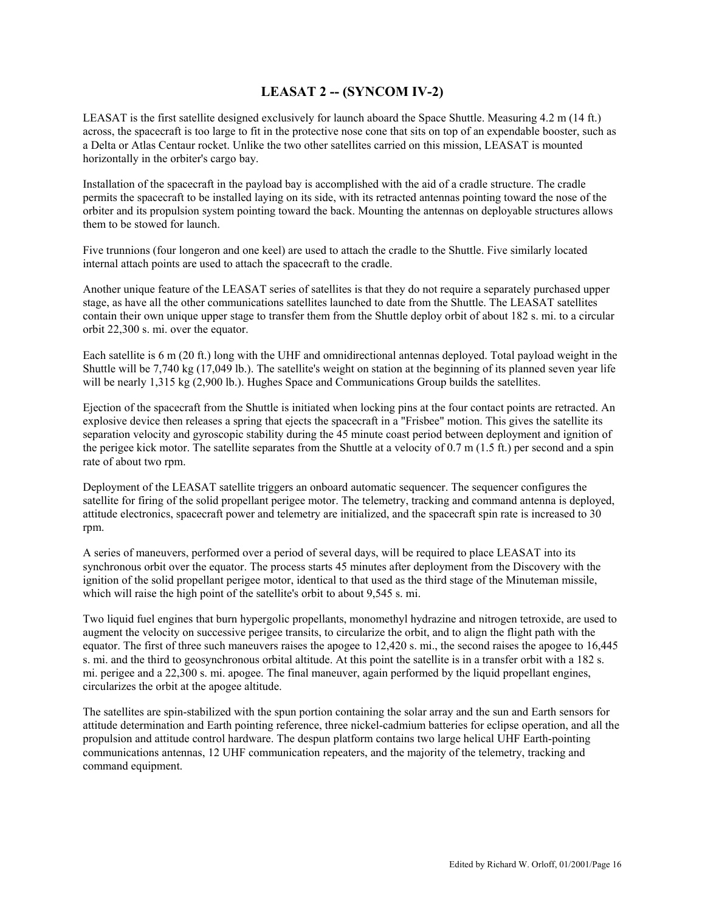## LEASAT 2 -- (SYNCOM IV-2)

LEASAT is the first satellite designed exclusively for launch aboard the Space Shuttle. Measuring 4.2 m (14 ft.) across, the spacecraft is too large to fit in the protective nose cone that sits on top of an expendable booster, such as a Delta or Atlas Centaur rocket. Unlike the two other satellites carried on this mission, LEASAT is mounted horizontally in the orbiter's cargo bay.

Installation of the spacecraft in the payload bay is accomplished with the aid of a cradle structure. The cradle permits the spacecraft to be installed laying on its side, with its retracted antennas pointing toward the nose of the orbiter and its propulsion system pointing toward the back. Mounting the antennas on deployable structures allows them to be stowed for launch.

Five trunnions (four longeron and one keel) are used to attach the cradle to the Shuttle. Five similarly located internal attach points are used to attach the spacecraft to the cradle.

Another unique feature of the LEASAT series of satellites is that they do not require a separately purchased upper stage, as have all the other communications satellites launched to date from the Shuttle. The LEASAT satellites contain their own unique upper stage to transfer them from the Shuttle deploy orbit of about 182 s. mi. to a circular orbit 22,300 s. mi. over the equator.

Each satellite is 6 m (20 ft.) long with the UHF and omnidirectional antennas deployed. Total payload weight in the Shuttle will be 7,740 kg (17,049 lb.). The satellite's weight on station at the beginning of its planned seven year life will be nearly 1,315 kg (2,900 lb.). Hughes Space and Communications Group builds the satellites.

Ejection of the spacecraft from the Shuttle is initiated when locking pins at the four contact points are retracted. An explosive device then releases a spring that ejects the spacecraft in a "Frisbee" motion. This gives the satellite its separation velocity and gyroscopic stability during the 45 minute coast period between deployment and ignition of the perigee kick motor. The satellite separates from the Shuttle at a velocity of 0.7 m (1.5 ft.) per second and a spin rate of about two rpm.

Deployment of the LEASAT satellite triggers an onboard automatic sequencer. The sequencer configures the satellite for firing of the solid propellant perigee motor. The telemetry, tracking and command antenna is deployed, attitude electronics, spacecraft power and telemetry are initialized, and the spacecraft spin rate is increased to 30 rpm.

A series of maneuvers, performed over a period of several days, will be required to place LEASAT into its synchronous orbit over the equator. The process starts 45 minutes after deployment from the Discovery with the ignition of the solid propellant perigee motor, identical to that used as the third stage of the Minuteman missile, which will raise the high point of the satellite's orbit to about 9,545 s. mi.

Two liquid fuel engines that burn hypergolic propellants, monomethyl hydrazine and nitrogen tetroxide, are used to augment the velocity on successive perigee transits, to circularize the orbit, and to align the flight path with the equator. The first of three such maneuvers raises the apogee to 12,420 s. mi., the second raises the apogee to 16,445 s. mi. and the third to geosynchronous orbital altitude. At this point the satellite is in a transfer orbit with a 182 s. mi. perigee and a 22,300 s. mi. apogee. The final maneuver, again performed by the liquid propellant engines, circularizes the orbit at the apogee altitude.

The satellites are spin-stabilized with the spun portion containing the solar array and the sun and Earth sensors for attitude determination and Earth pointing reference, three nickel-cadmium batteries for eclipse operation, and all the propulsion and attitude control hardware. The despun platform contains two large helical UHF Earth-pointing communications antennas, 12 UHF communication repeaters, and the majority of the telemetry, tracking and command equipment.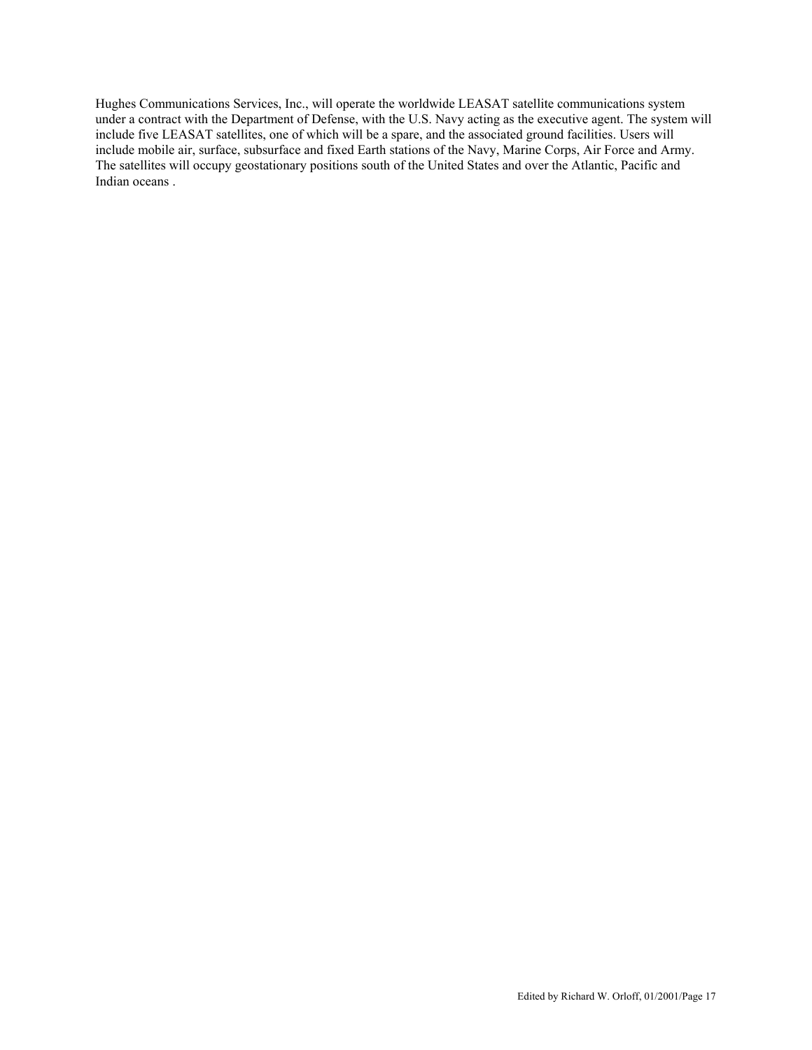Hughes Communications Services, Inc., will operate the worldwide LEASAT satellite communications system under a contract with the Department of Defense, with the U.S. Navy acting as the executive agent. The system will include five LEASAT satellites, one of which will be a spare, and the associated ground facilities. Users will include mobile air, surface, subsurface and fixed Earth stations of the Navy, Marine Corps, Air Force and Army. The satellites will occupy geostationary positions south of the United States and over the Atlantic, Pacific and Indian oceans .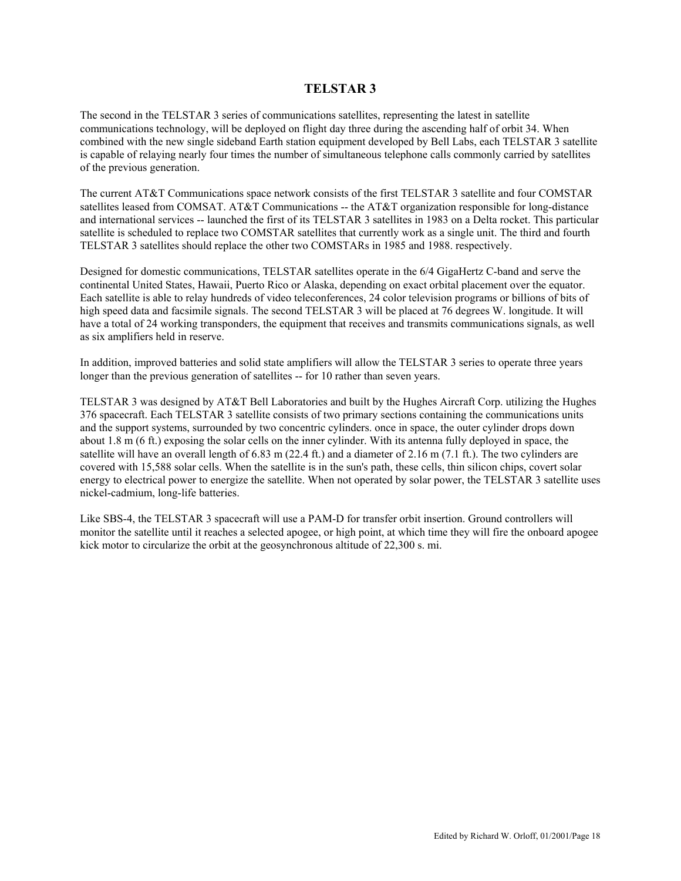# TELSTAR 3

The second in the TELSTAR 3 series of communications satellites, representing the latest in satellite communications technology, will be deployed on flight day three during the ascending half of orbit 34. When combined with the new single sideband Earth station equipment developed by Bell Labs, each TELSTAR 3 satellite is capable of relaying nearly four times the number of simultaneous telephone calls commonly carried by satellites of the previous generation.

The current AT&T Communications space network consists of the first TELSTAR 3 satellite and four COMSTAR satellites leased from COMSAT. AT&T Communications -- the AT&T organization responsible for long-distance and international services -- launched the first of its TELSTAR 3 satellites in 1983 on a Delta rocket. This particular satellite is scheduled to replace two COMSTAR satellites that currently work as a single unit. The third and fourth TELSTAR 3 satellites should replace the other two COMSTARs in 1985 and 1988. respectively.

Designed for domestic communications, TELSTAR satellites operate in the 6/4 GigaHertz C-band and serve the continental United States, Hawaii, Puerto Rico or Alaska, depending on exact orbital placement over the equator. Each satellite is able to relay hundreds of video teleconferences, 24 color television programs or billions of bits of high speed data and facsimile signals. The second TELSTAR 3 will be placed at 76 degrees W. longitude. It will have a total of 24 working transponders, the equipment that receives and transmits communications signals, as well as six amplifiers held in reserve.

In addition, improved batteries and solid state amplifiers will allow the TELSTAR 3 series to operate three years longer than the previous generation of satellites -- for 10 rather than seven years.

TELSTAR 3 was designed by AT&T Bell Laboratories and built by the Hughes Aircraft Corp. utilizing the Hughes 376 spacecraft. Each TELSTAR 3 satellite consists of two primary sections containing the communications units and the support systems, surrounded by two concentric cylinders. once in space, the outer cylinder drops down about 1.8 m (6 ft.) exposing the solar cells on the inner cylinder. With its antenna fully deployed in space, the satellite will have an overall length of 6.83 m (22.4 ft.) and a diameter of 2.16 m (7.1 ft.). The two cylinders are covered with 15,588 solar cells. When the satellite is in the sun's path, these cells, thin silicon chips, covert solar energy to electrical power to energize the satellite. When not operated by solar power, the TELSTAR 3 satellite uses nickel-cadmium, long-life batteries.

Like SBS-4, the TELSTAR 3 spacecraft will use a PAM-D for transfer orbit insertion. Ground controllers will monitor the satellite until it reaches a selected apogee, or high point, at which time they will fire the onboard apogee kick motor to circularize the orbit at the geosynchronous altitude of 22,300 s. mi.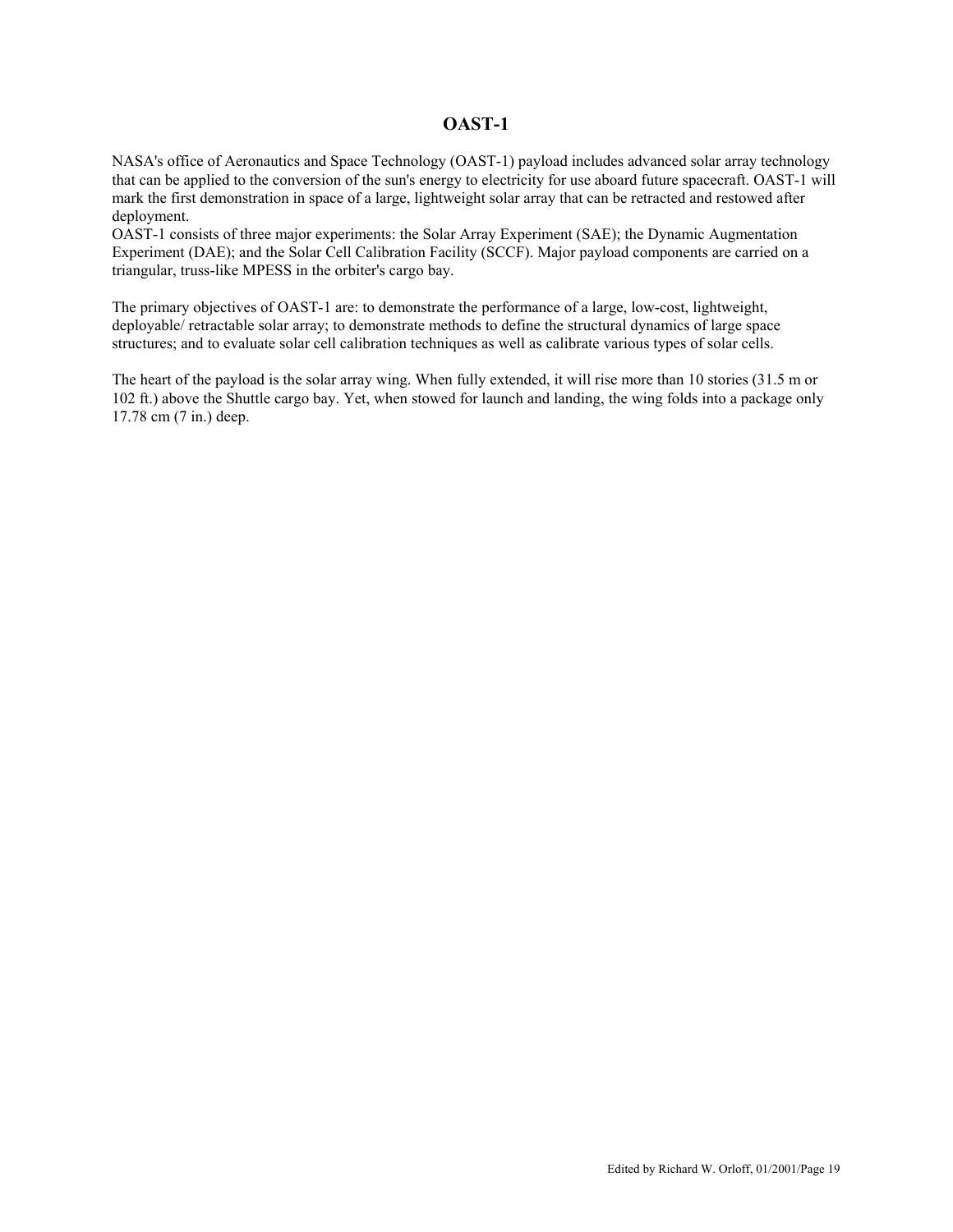## OAST-1

NASA's office of Aeronautics and Space Technology (OAST-1) payload includes advanced solar array technology that can be applied to the conversion of the sun's energy to electricity for use aboard future spacecraft. OAST-1 will mark the first demonstration in space of a large, lightweight solar array that can be retracted and restowed after deployment.
OAST-1 consists of three major experiments: the Solar Array Experiment (SAE); the Dynamic Augmentation Experiment (DAE); and the Solar Cell Calibration Facility (SCCF). Major payload components are carried on a triangular, truss-like MPESS in the orbiter's cargo bay.

The primary objectives of OAST-1 are: to demonstrate the performance of a large, low-cost, lightweight, deployable/ retractable solar array; to demonstrate methods to define the structural dynamics of large space structures; and to evaluate solar cell calibration techniques as well as calibrate various types of solar cells.

The heart of the payload is the solar array wing. When fully extended, it will rise more than 10 stories (31.5 m or 102 ft.) above the Shuttle cargo bay. Yet, when stowed for launch and landing, the wing folds into a package only 17.78 cm (7 in.) deep.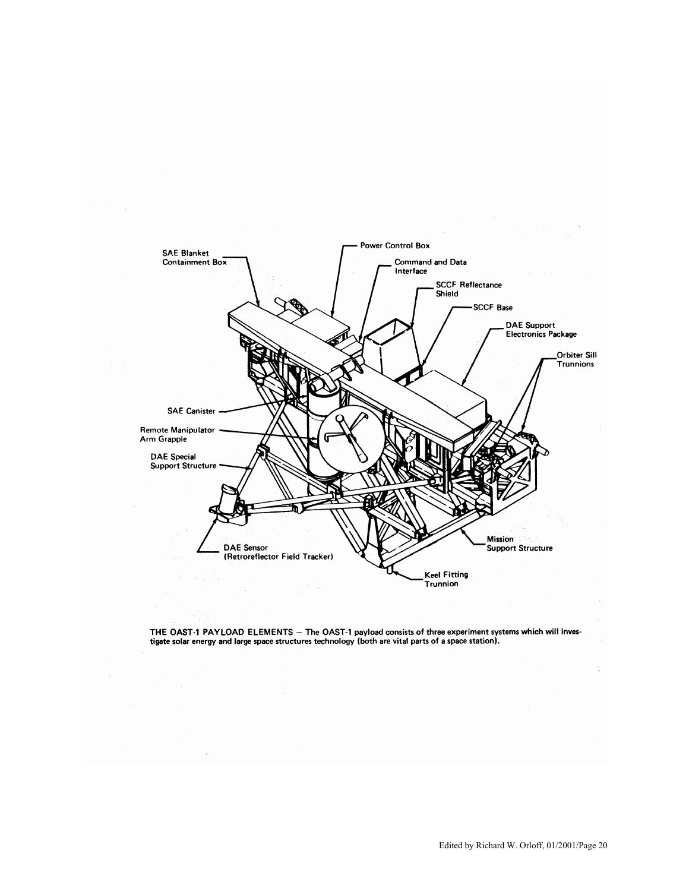SAE Blanket Containment Box

Power Control Box

Command and Data Interface

SCCF Reflectance Shield

SCCF Base

DAE Support Electronics Package

Orbiter Sill Trunnions

SAE Canister

Remote Manipulator Arm Grapple

DAE Special Support Structure

DAE Sensor (Retroreflector Field Tracker)

Mission Support Structure

Keel Fitting Trunnion

**THE OAST-1 PAYLOAD ELEMENTS — The OAST-1 payload consists of three experiment systems which will investigate solar energy and large space structures technology (both are vital parts of a space station).**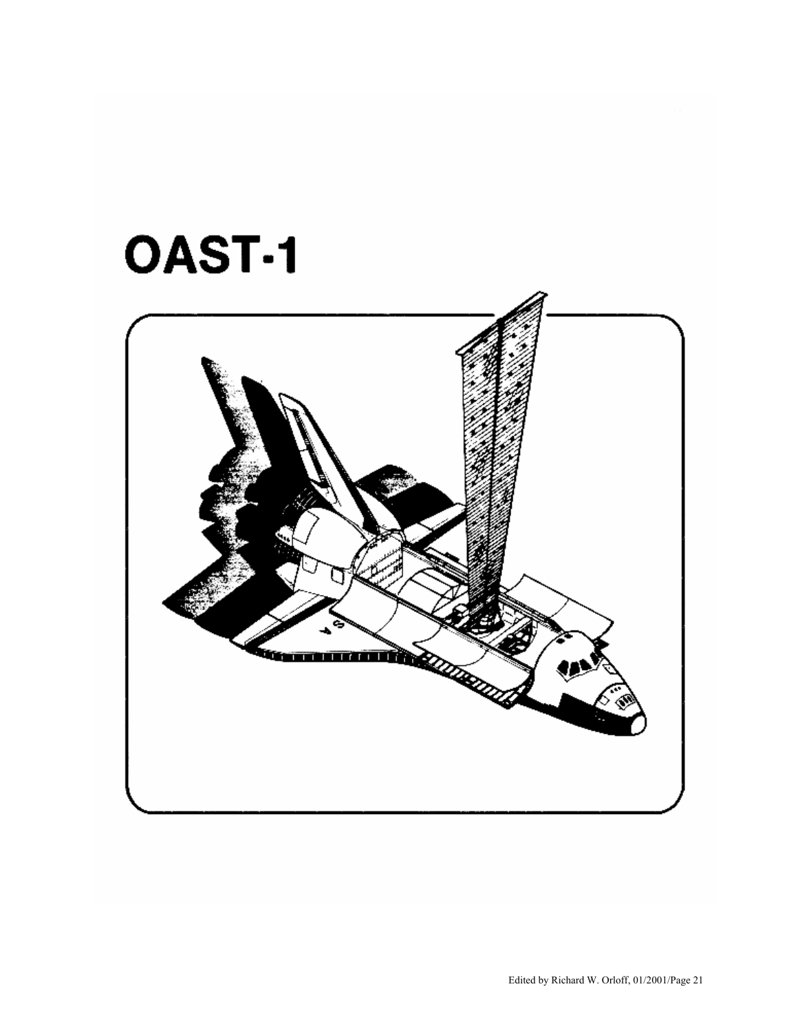# OAST-1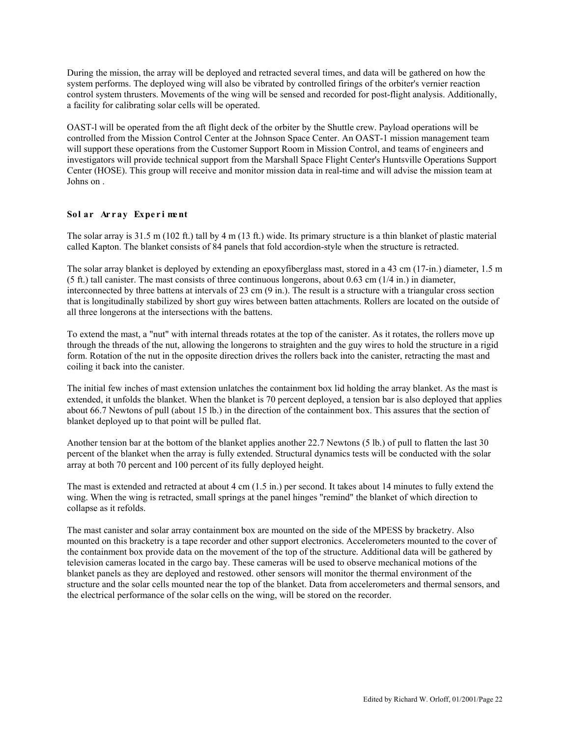During the mission, the array will be deployed and retracted several times, and data will be gathered on how the system performs. The deployed wing will also be vibrated by controlled firings of the orbiter's vernier reaction control system thrusters. Movements of the wing will be sensed and recorded for post-flight analysis. Additionally, a facility for calibrating solar cells will be operated.

OAST-l will be operated from the aft flight deck of the orbiter by the Shuttle crew. Payload operations will be controlled from the Mission Control Center at the Johnson Space Center. An OAST-1 mission management team will support these operations from the Customer Support Room in Mission Control, and teams of engineers and investigators will provide technical support from the Marshall Space Flight Center's Huntsville Operations Support Center (HOSE). This group will receive and monitor mission data in real-time and will advise the mission team at Johns on .

### Solar Array Experiment

The solar array is 31.5 m (102 ft.) tall by 4 m (13 ft.) wide. Its primary structure is a thin blanket of plastic material called Kapton. The blanket consists of 84 panels that fold accordion-style when the structure is retracted.

The solar array blanket is deployed by extending an epoxyfiberglass mast, stored in a 43 cm (17-in.) diameter, 1.5 m (5 ft.) tall canister. The mast consists of three continuous longerons, about 0.63 cm (1/4 in.) in diameter, interconnected by three battens at intervals of 23 cm (9 in.). The result is a structure with a triangular cross section that is longitudinally stabilized by short guy wires between batten attachments. Rollers are located on the outside of all three longerons at the intersections with the battens.

To extend the mast, a "nut" with internal threads rotates at the top of the canister. As it rotates, the rollers move up through the threads of the nut, allowing the longerons to straighten and the guy wires to hold the structure in a rigid form. Rotation of the nut in the opposite direction drives the rollers back into the canister, retracting the mast and coiling it back into the canister.

The initial few inches of mast extension unlatches the containment box lid holding the array blanket. As the mast is extended, it unfolds the blanket. When the blanket is 70 percent deployed, a tension bar is also deployed that applies about 66.7 Newtons of pull (about 15 lb.) in the direction of the containment box. This assures that the section of blanket deployed up to that point will be pulled flat.

Another tension bar at the bottom of the blanket applies another 22.7 Newtons (5 lb.) of pull to flatten the last 30 percent of the blanket when the array is fully extended. Structural dynamics tests will be conducted with the solar array at both 70 percent and 100 percent of its fully deployed height.

The mast is extended and retracted at about 4 cm (1.5 in.) per second. It takes about 14 minutes to fully extend the wing. When the wing is retracted, small springs at the panel hinges "remind" the blanket of which direction to collapse as it refolds.

The mast canister and solar array containment box are mounted on the side of the MPESS by bracketry. Also mounted on this bracketry is a tape recorder and other support electronics. Accelerometers mounted to the cover of the containment box provide data on the movement of the top of the structure. Additional data will be gathered by television cameras located in the cargo bay. These cameras will be used to observe mechanical motions of the blanket panels as they are deployed and restowed. other sensors will monitor the thermal environment of the structure and the solar cells mounted near the top of the blanket. Data from accelerometers and thermal sensors, and the electrical performance of the solar cells on the wing, will be stored on the recorder.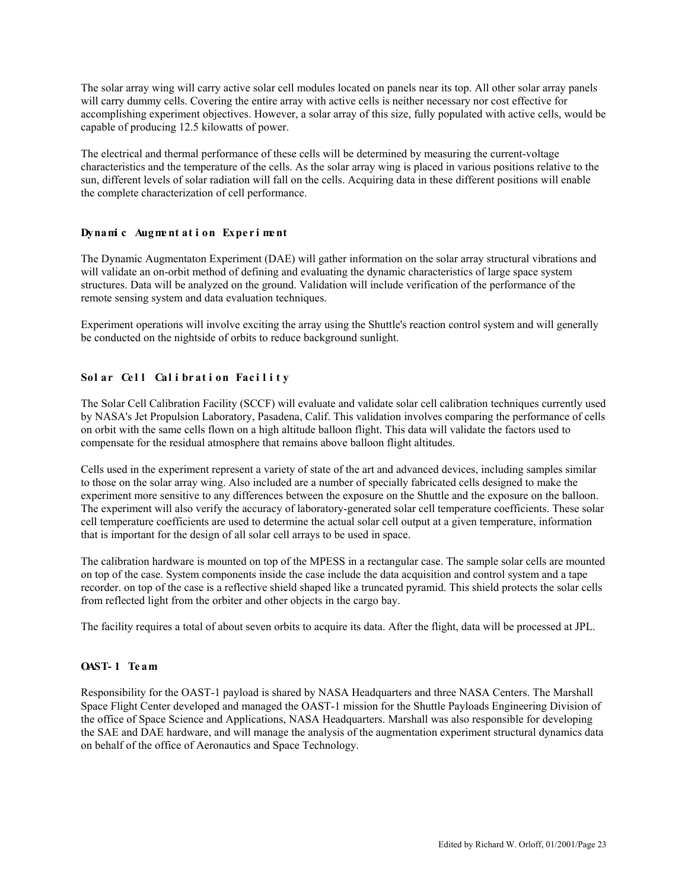The solar array wing will carry active solar cell modules located on panels near its top. All other solar array panels will carry dummy cells. Covering the entire array with active cells is neither necessary nor cost effective for accomplishing experiment objectives. However, a solar array of this size, fully populated with active cells, would be capable of producing 12.5 kilowatts of power.

The electrical and thermal performance of these cells will be determined by measuring the current-voltage characteristics and the temperature of the cells. As the solar array wing is placed in various positions relative to the sun, different levels of solar radiation will fall on the cells. Acquiring data in these different positions will enable the complete characterization of cell performance.

### Dynamic Augmentation Experiment

The Dynamic Augmentaton Experiment (DAE) will gather information on the solar array structural vibrations and will validate an on-orbit method of defining and evaluating the dynamic characteristics of large space system structures. Data will be analyzed on the ground. Validation will include verification of the performance of the remote sensing system and data evaluation techniques.

Experiment operations will involve exciting the array using the Shuttle's reaction control system and will generally be conducted on the nightside of orbits to reduce background sunlight.

### Solar Cell Calibration Facility

The Solar Cell Calibration Facility (SCCF) will evaluate and validate solar cell calibration techniques currently used by NASA's Jet Propulsion Laboratory, Pasadena, Calif. This validation involves comparing the performance of cells on orbit with the same cells flown on a high altitude balloon flight. This data will validate the factors used to compensate for the residual atmosphere that remains above balloon flight altitudes.

Cells used in the experiment represent a variety of state of the art and advanced devices, including samples similar to those on the solar array wing. Also included are a number of specially fabricated cells designed to make the experiment more sensitive to any differences between the exposure on the Shuttle and the exposure on the balloon. The experiment will also verify the accuracy of laboratory-generated solar cell temperature coefficients. These solar cell temperature coefficients are used to determine the actual solar cell output at a given temperature, information that is important for the design of all solar cell arrays to be used in space.

The calibration hardware is mounted on top of the MPESS in a rectangular case. The sample solar cells are mounted on top of the case. System components inside the case include the data acquisition and control system and a tape recorder. on top of the case is a reflective shield shaped like a truncated pyramid. This shield protects the solar cells from reflected light from the orbiter and other objects in the cargo bay.

The facility requires a total of about seven orbits to acquire its data. After the flight, data will be processed at JPL.

### OAST-1 Team

Responsibility for the OAST-1 payload is shared by NASA Headquarters and three NASA Centers. The Marshall Space Flight Center developed and managed the OAST-1 mission for the Shuttle Payloads Engineering Division of the office of Space Science and Applications, NASA Headquarters. Marshall was also responsible for developing the SAE and DAE hardware, and will manage the analysis of the augmentation experiment structural dynamics data on behalf of the office of Aeronautics and Space Technology.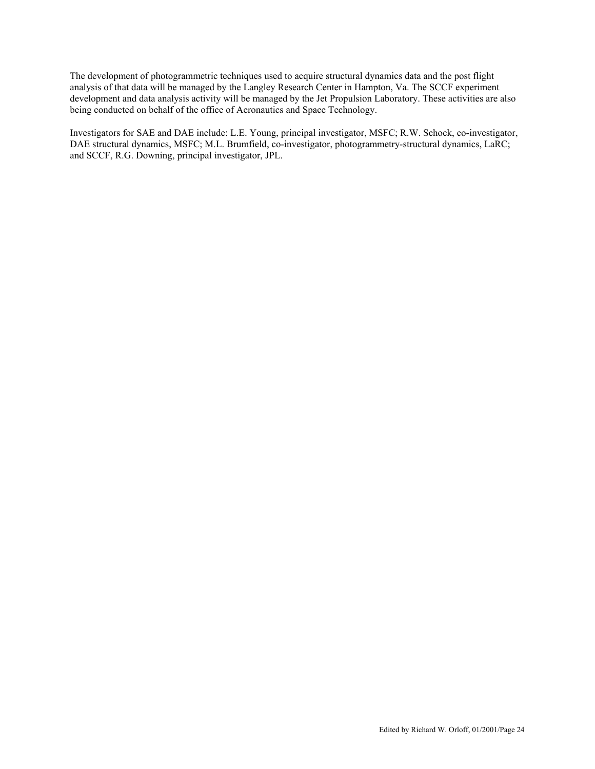The development of photogrammetric techniques used to acquire structural dynamics data and the post flight analysis of that data will be managed by the Langley Research Center in Hampton, Va. The SCCF experiment development and data analysis activity will be managed by the Jet Propulsion Laboratory. These activities are also being conducted on behalf of the office of Aeronautics and Space Technology.

Investigators for SAE and DAE include: L.E. Young, principal investigator, MSFC; R.W. Schock, co-investigator, DAE structural dynamics, MSFC; M.L. Brumfield, co-investigator, photogrammetry-structural dynamics, LaRC; and SCCF, R.G. Downing, principal investigator, JPL.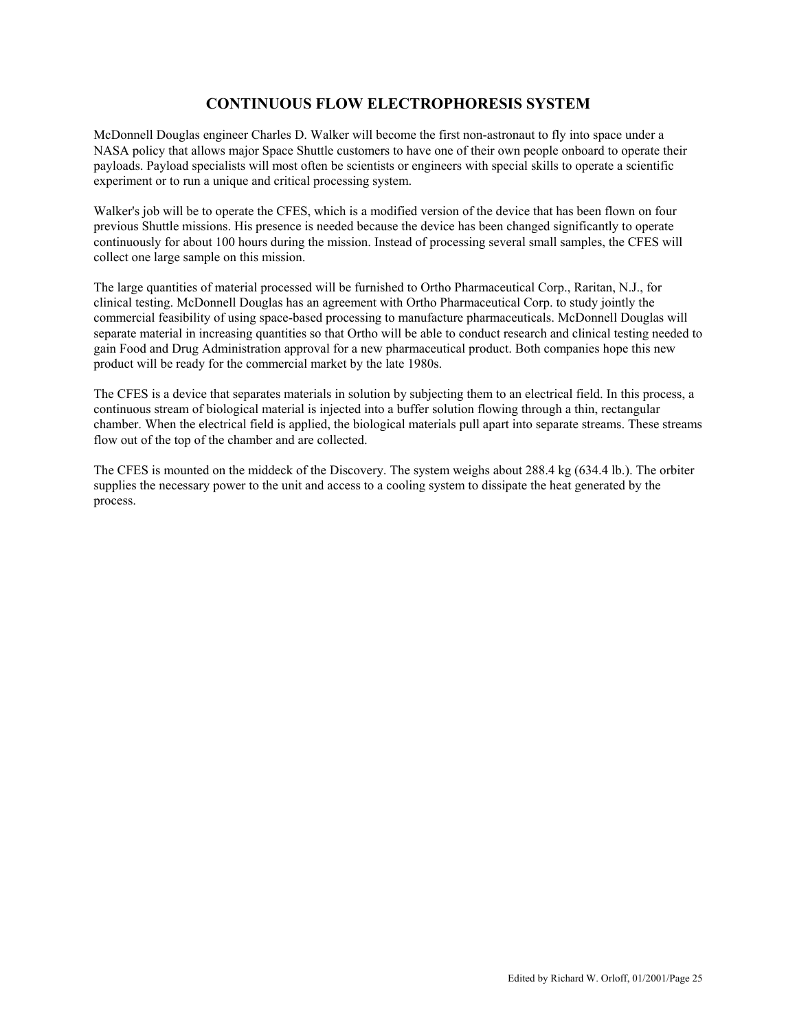## CONTINUOUS FLOW ELECTROPHORESIS SYSTEM

McDonnell Douglas engineer Charles D. Walker will become the first non-astronaut to fly into space under a NASA policy that allows major Space Shuttle customers to have one of their own people onboard to operate their payloads. Payload specialists will most often be scientists or engineers with special skills to operate a scientific experiment or to run a unique and critical processing system.

Walker's job will be to operate the CFES, which is a modified version of the device that has been flown on four previous Shuttle missions. His presence is needed because the device has been changed significantly to operate continuously for about 100 hours during the mission. Instead of processing several small samples, the CFES will collect one large sample on this mission.

The large quantities of material processed will be furnished to Ortho Pharmaceutical Corp., Raritan, N.J., for clinical testing. McDonnell Douglas has an agreement with Ortho Pharmaceutical Corp. to study jointly the commercial feasibility of using space-based processing to manufacture pharmaceuticals. McDonnell Douglas will separate material in increasing quantities so that Ortho will be able to conduct research and clinical testing needed to gain Food and Drug Administration approval for a new pharmaceutical product. Both companies hope this new product will be ready for the commercial market by the late 1980s.

The CFES is a device that separates materials in solution by subjecting them to an electrical field. In this process, a continuous stream of biological material is injected into a buffer solution flowing through a thin, rectangular chamber. When the electrical field is applied, the biological materials pull apart into separate streams. These streams flow out of the top of the chamber and are collected.

The CFES is mounted on the middeck of the Discovery. The system weighs about 288.4 kg (634.4 lb.). The orbiter supplies the necessary power to the unit and access to a cooling system to dissipate the heat generated by the process.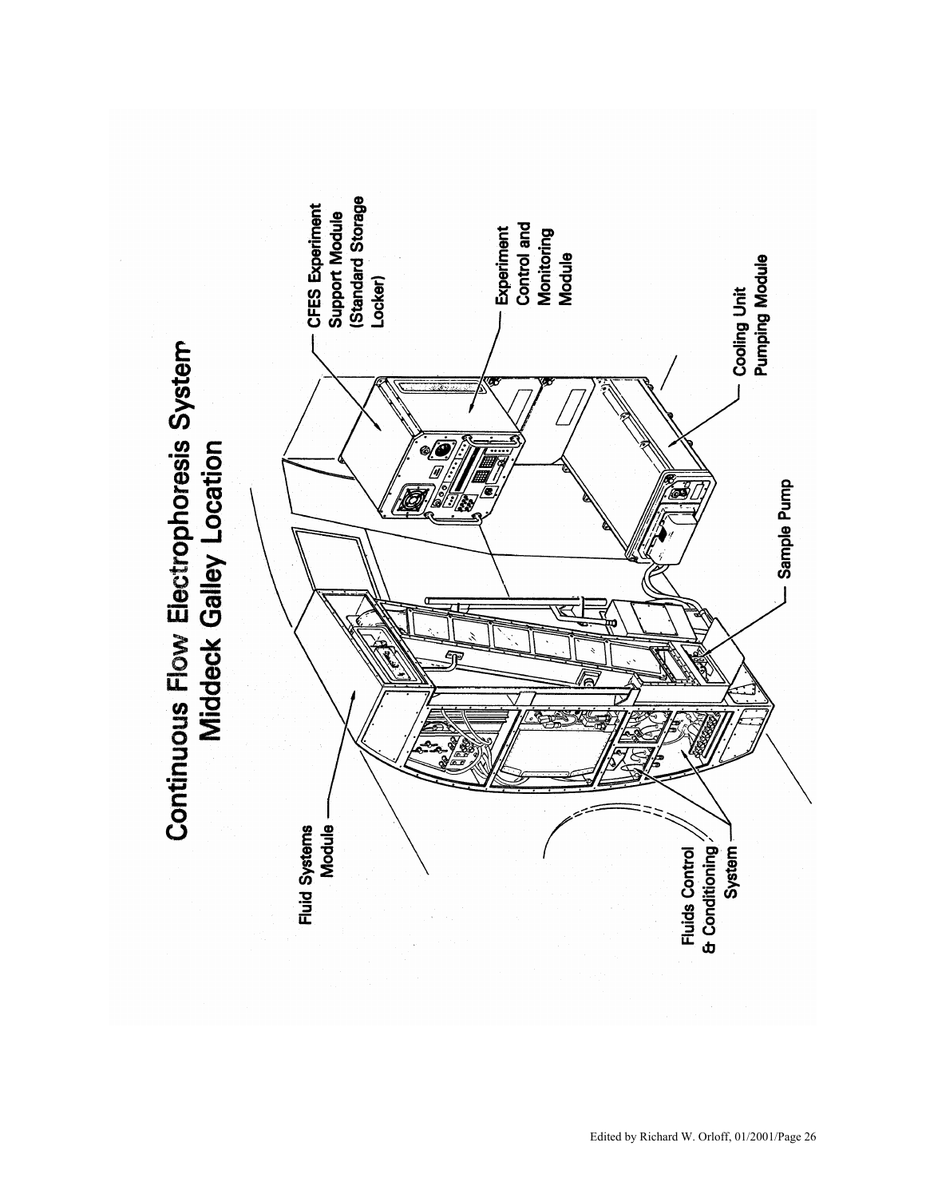# Continuous Flow Electrophoresis System Middeck Galley Location

Fluid Systems Module

Fluids Control & Conditioning System

Sample Pump

Cooling Unit Pumping Module

Experiment Control and Monitoring Module

CFES Experiment Support Module (Standard Storage Locker)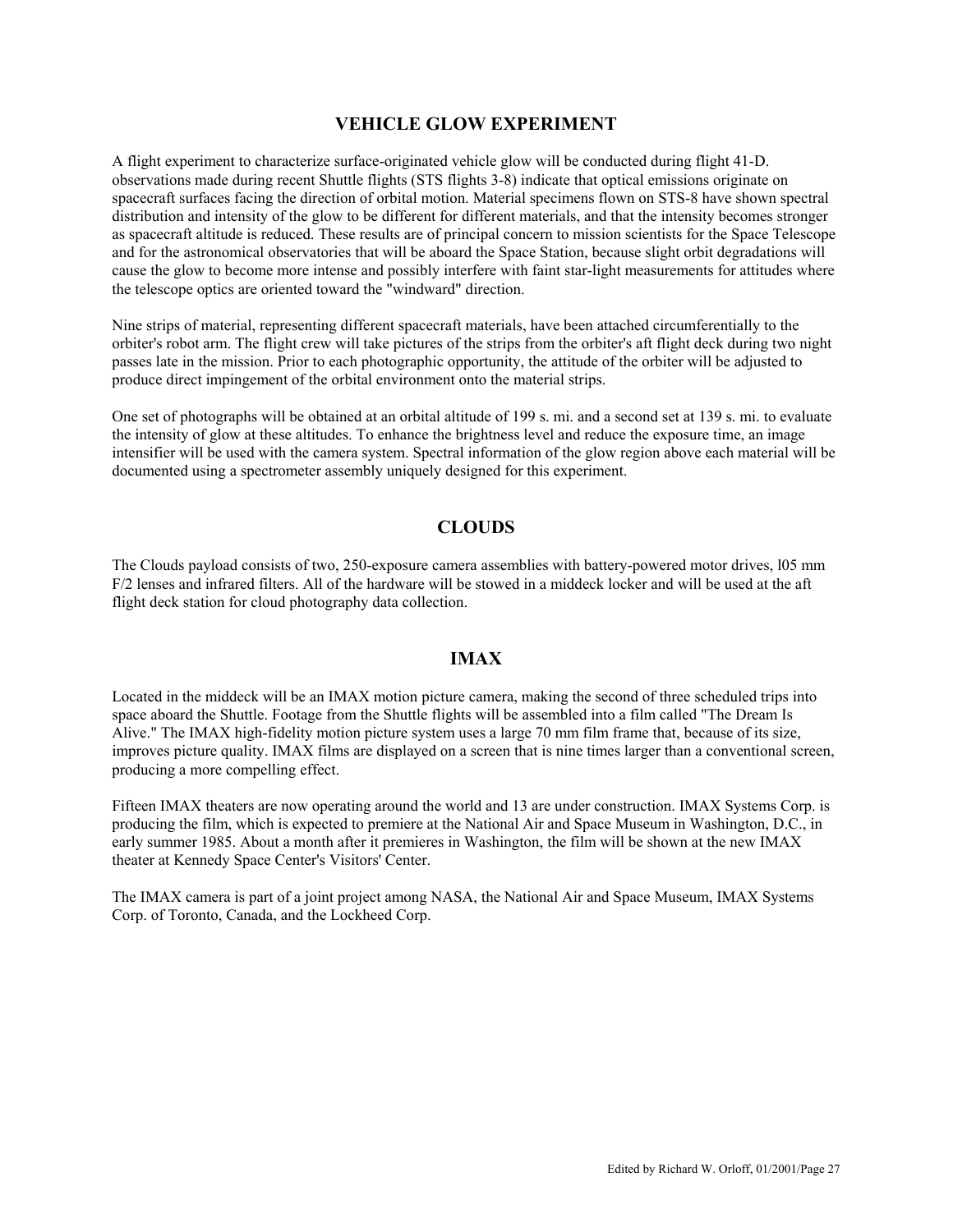## VEHICLE GLOW EXPERIMENT

A flight experiment to characterize surface-originated vehicle glow will be conducted during flight 41-D. observations made during recent Shuttle flights (STS flights 3-8) indicate that optical emissions originate on spacecraft surfaces facing the direction of orbital motion. Material specimens flown on STS-8 have shown spectral distribution and intensity of the glow to be different for different materials, and that the intensity becomes stronger as spacecraft altitude is reduced. These results are of principal concern to mission scientists for the Space Telescope and for the astronomical observatories that will be aboard the Space Station, because slight orbit degradations will cause the glow to become more intense and possibly interfere with faint star-light measurements for attitudes where the telescope optics are oriented toward the "windward" direction.

Nine strips of material, representing different spacecraft materials, have been attached circumferentially to the orbiter's robot arm. The flight crew will take pictures of the strips from the orbiter's aft flight deck during two night passes late in the mission. Prior to each photographic opportunity, the attitude of the orbiter will be adjusted to produce direct impingement of the orbital environment onto the material strips.

One set of photographs will be obtained at an orbital altitude of 199 s. mi. and a second set at 139 s. mi. to evaluate the intensity of glow at these altitudes. To enhance the brightness level and reduce the exposure time, an image intensifier will be used with the camera system. Spectral information of the glow region above each material will be documented using a spectrometer assembly uniquely designed for this experiment.

## CLOUDS

The Clouds payload consists of two, 250-exposure camera assemblies with battery-powered motor drives, l05 mm F/2 lenses and infrared filters. All of the hardware will be stowed in a middeck locker and will be used at the aft flight deck station for cloud photography data collection.

## IMAX

Located in the middeck will be an IMAX motion picture camera, making the second of three scheduled trips into space aboard the Shuttle. Footage from the Shuttle flights will be assembled into a film called "The Dream Is Alive." The IMAX high-fidelity motion picture system uses a large 70 mm film frame that, because of its size, improves picture quality. IMAX films are displayed on a screen that is nine times larger than a conventional screen, producing a more compelling effect.

Fifteen IMAX theaters are now operating around the world and 13 are under construction. IMAX Systems Corp. is producing the film, which is expected to premiere at the National Air and Space Museum in Washington, D.C., in early summer 1985. About a month after it premieres in Washington, the film will be shown at the new IMAX theater at Kennedy Space Center's Visitors' Center.

The IMAX camera is part of a joint project among NASA, the National Air and Space Museum, IMAX Systems Corp. of Toronto, Canada, and the Lockheed Corp.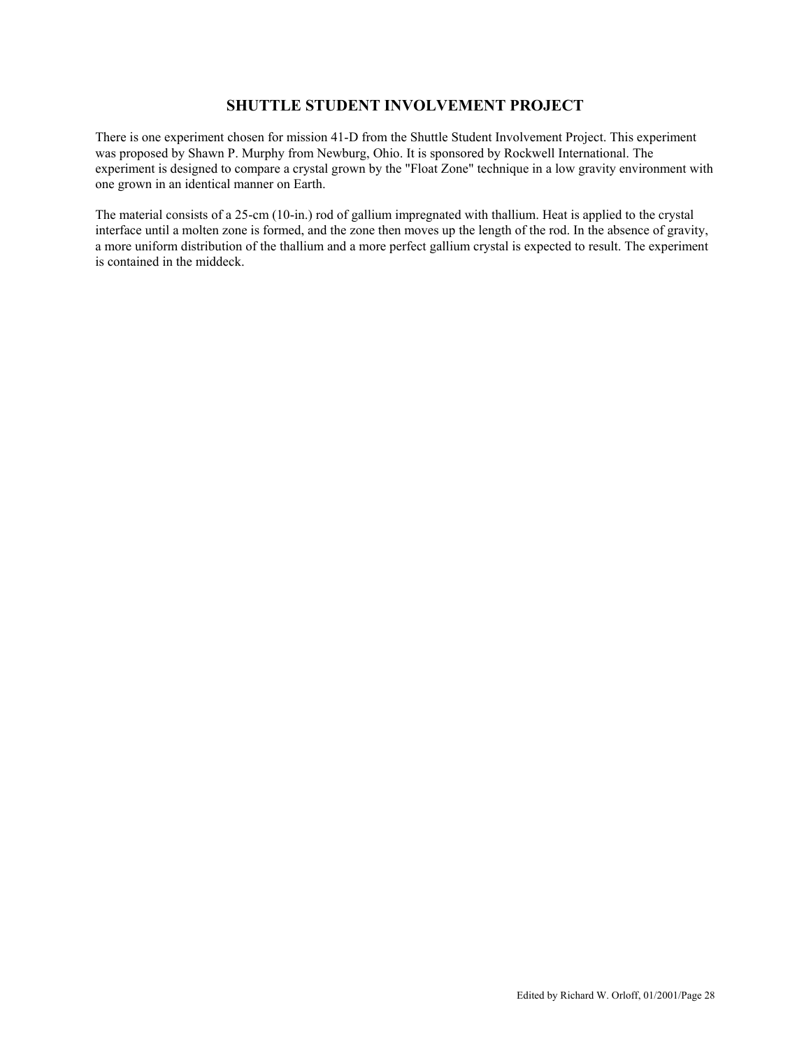## SHUTTLE STUDENT INVOLVEMENT PROJECT

There is one experiment chosen for mission 41-D from the Shuttle Student Involvement Project. This experiment was proposed by Shawn P. Murphy from Newburg, Ohio. It is sponsored by Rockwell International. The experiment is designed to compare a crystal grown by the "Float Zone" technique in a low gravity environment with one grown in an identical manner on Earth.

The material consists of a 25-cm (10-in.) rod of gallium impregnated with thallium. Heat is applied to the crystal interface until a molten zone is formed, and the zone then moves up the length of the rod. In the absence of gravity, a more uniform distribution of the thallium and a more perfect gallium crystal is expected to result. The experiment is contained in the middeck.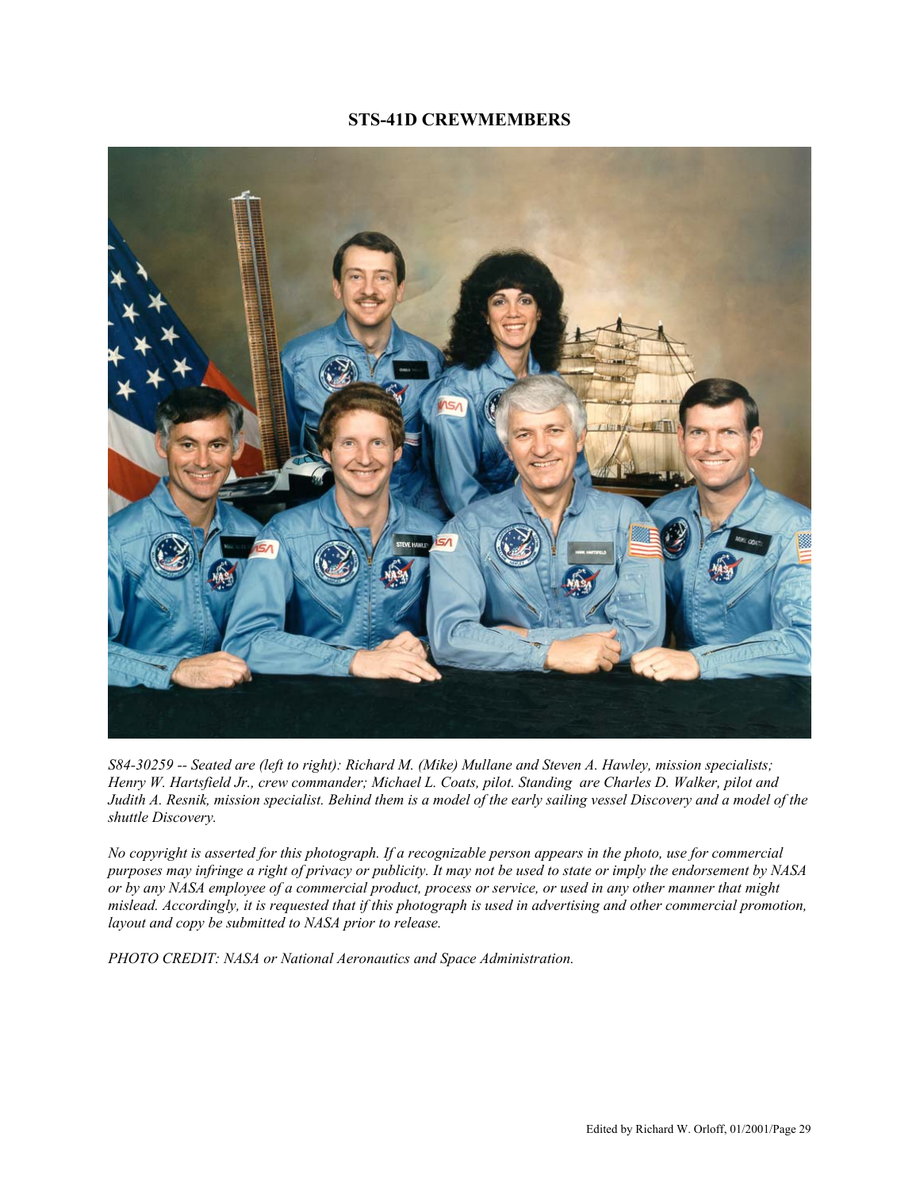## STS-41D CREWMEMBERS

*S84-30259 -- Seated are (left to right): Richard M. (Mike) Mullane and Steven A. Hawley, mission specialists; Henry W. Hartsfield Jr., crew commander; Michael L. Coats, pilot. Standing are Charles D. Walker, pilot and Judith A. Resnik, mission specialist. Behind them is a model of the early sailing vessel Discovery and a model of the shuttle Discovery.*

*No copyright is asserted for this photograph. If a recognizable person appears in the photo, use for commercial purposes may infringe a right of privacy or publicity. It may not be used to state or imply the endorsement by NASA or by any NASA employee of a commercial product, process or service, or used in any other manner that might mislead. Accordingly, it is requested that if this photograph is used in advertising and other commercial promotion, layout and copy be submitted to NASA prior to release.*

*PHOTO CREDIT: NASA or National Aeronautics and Space Administration.*

Edited by Richard W. Orloff, 01/2001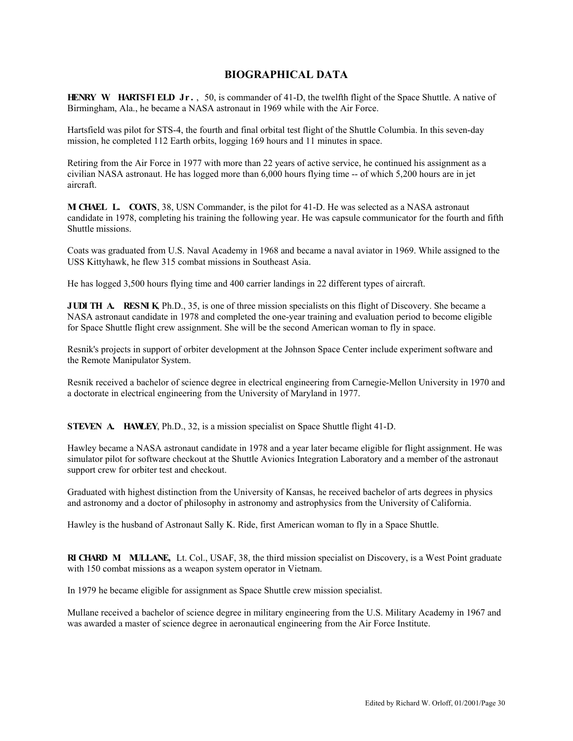## BIOGRAPHICAL DATA

**HENRY W HARTSFIELD Jr.**, 50, is commander of 41-D, the twelfth flight of the Space Shuttle. A native of Birmingham, Ala., he became a NASA astronaut in 1969 while with the Air Force.

Hartsfield was pilot for STS-4, the fourth and final orbital test flight of the Shuttle Columbia. In this seven-day mission, he completed 112 Earth orbits, logging 169 hours and 11 minutes in space.

Retiring from the Air Force in 1977 with more than 22 years of active service, he continued his assignment as a civilian NASA astronaut. He has logged more than 6,000 hours flying time -- of which 5,200 hours are in jet aircraft.

**MICHAEL L. COATS**, 38, USN Commander, is the pilot for 41-D. He was selected as a NASA astronaut candidate in 1978, completing his training the following year. He was capsule communicator for the fourth and fifth Shuttle missions.

Coats was graduated from U.S. Naval Academy in 1968 and became a naval aviator in 1969. While assigned to the USS Kittyhawk, he flew 315 combat missions in Southeast Asia.

He has logged 3,500 hours flying time and 400 carrier landings in 22 different types of aircraft.

**JUDITH A. RESNIK**, Ph.D., 35, is one of three mission specialists on this flight of Discovery. She became a NASA astronaut candidate in 1978 and completed the one-year training and evaluation period to become eligible for Space Shuttle flight crew assignment. She will be the second American woman to fly in space.

Resnik's projects in support of orbiter development at the Johnson Space Center include experiment software and the Remote Manipulator System.

Resnik received a bachelor of science degree in electrical engineering from Carnegie-Mellon University in 1970 and a doctorate in electrical engineering from the University of Maryland in 1977.

**STEVEN A. HAWLEY**, Ph.D., 32, is a mission specialist on Space Shuttle flight 41-D.

Hawley became a NASA astronaut candidate in 1978 and a year later became eligible for flight assignment. He was simulator pilot for software checkout at the Shuttle Avionics Integration Laboratory and a member of the astronaut support crew for orbiter test and checkout.

Graduated with highest distinction from the University of Kansas, he received bachelor of arts degrees in physics and astronomy and a doctor of philosophy in astronomy and astrophysics from the University of California.

Hawley is the husband of Astronaut Sally K. Ride, first American woman to fly in a Space Shuttle.

**RICHARD M MULLANE,** Lt. Col., USAF, 38, the third mission specialist on Discovery, is a West Point graduate with 150 combat missions as a weapon system operator in Vietnam.

In 1979 he became eligible for assignment as Space Shuttle crew mission specialist.

Mullane received a bachelor of science degree in military engineering from the U.S. Military Academy in 1967 and was awarded a master of science degree in aeronautical engineering from the Air Force Institute.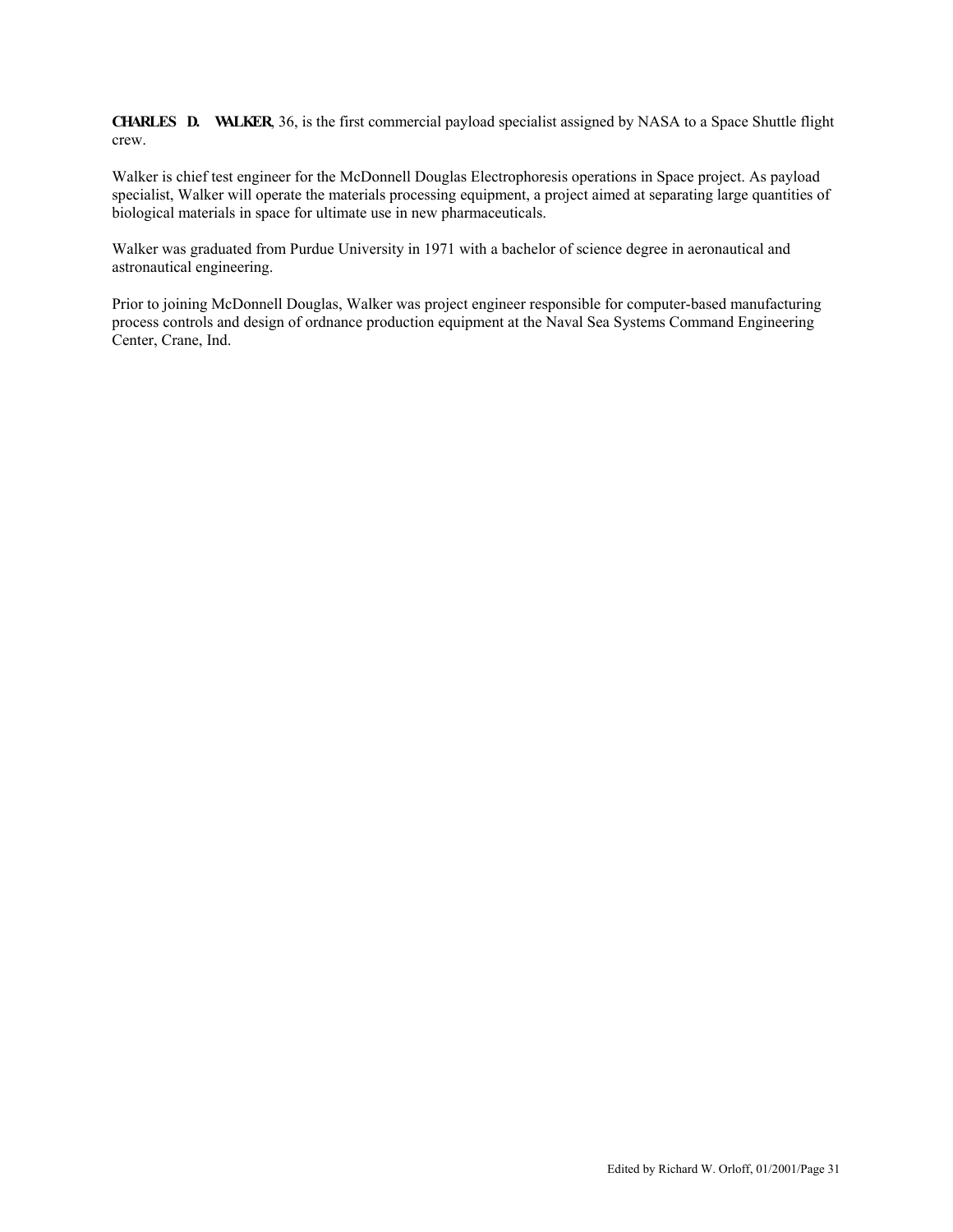**CHARLES D. WALKER**, 36, is the first commercial payload specialist assigned by NASA to a Space Shuttle flight crew.

Walker is chief test engineer for the McDonnell Douglas Electrophoresis operations in Space project. As payload specialist, Walker will operate the materials processing equipment, a project aimed at separating large quantities of biological materials in space for ultimate use in new pharmaceuticals.

Walker was graduated from Purdue University in 1971 with a bachelor of science degree in aeronautical and astronautical engineering.

Prior to joining McDonnell Douglas, Walker was project engineer responsible for computer-based manufacturing process controls and design of ordnance production equipment at the Naval Sea Systems Command Engineering Center, Crane, Ind.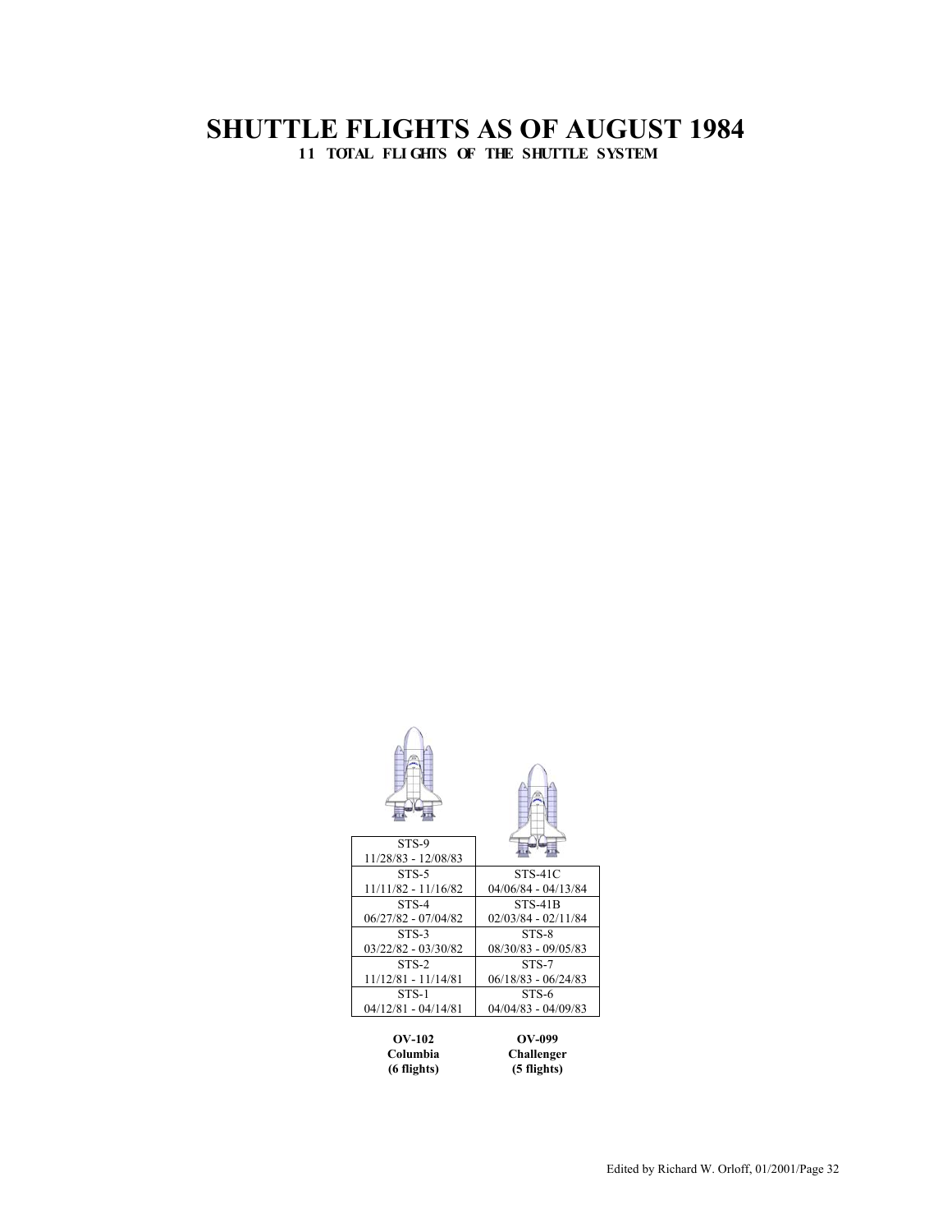# SHUTTLE FLIGHTS AS OF AUGUST 1984

**11 TOTAL FLIGHTS OF THE SHUTTLE SYSTEM**

| | |
|---|---|
| STS-9<br>11/28/83 - 12/08/83 | |
| STS-5<br>11/11/82 - 11/16/82 | STS-41C<br>04/06/84 - 04/13/84 |
| STS-4<br>06/27/82 - 07/04/82 | STS-41B<br>02/03/84 - 02/11/84 |
| STS-3<br>03/22/82 - 03/30/82 | STS-8<br>08/30/83 - 09/05/83 |
| STS-2<br>11/12/81 - 11/14/81 | STS-7<br>06/18/83 - 06/24/83 |
| STS-1<br>04/12/81 - 04/14/81 | STS-6<br>04/04/83 - 04/09/83 |
| **OV-102**<br>**Columbia**<br>**(6 flights)** | **OV-099**<br>**Challenger**<br>**(5 flights)** |

Edited by Richard W. Orloff, 01/2001